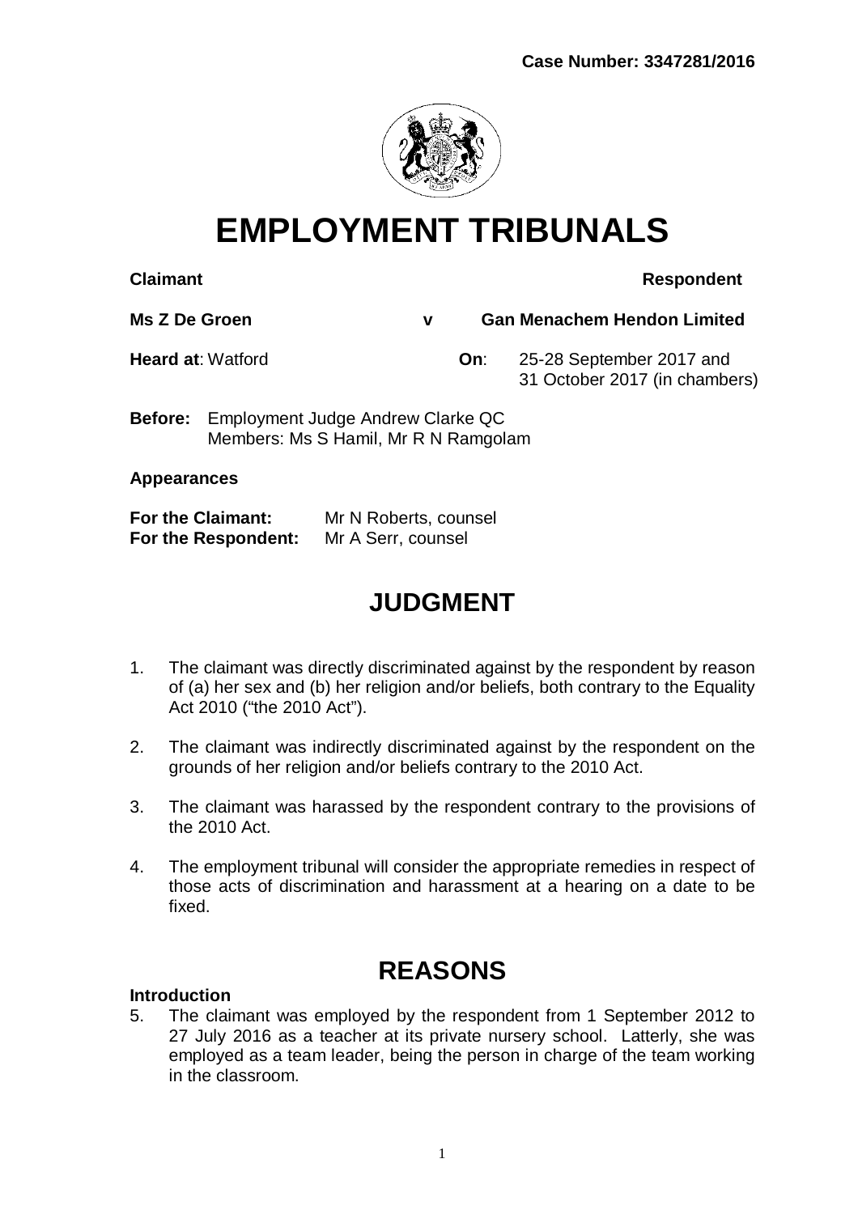**Case Number: 3347281/2016**

# EMPLOYMENT TRIBUNALS

**Claimant** **Respondent**

**Ms Z De Groen** **v** **Gan Menachem Hendon Limited**

**Heard at**: Watford **On**: 25-28 September 2017 and 31 October 2017 (in chambers)

**Before:** Employment Judge Andrew Clarke QC
Members: Ms S Hamil, Mr R N Ramgolam

**Appearances**

**For the Claimant:** Mr N Roberts, counsel
**For the Respondent:** Mr A Serr, counsel

## JUDGMENT

1. The claimant was directly discriminated against by the respondent by reason of (a) her sex and (b) her religion and/or beliefs, both contrary to the Equality Act 2010 ("the 2010 Act").

2. The claimant was indirectly discriminated against by the respondent on the grounds of her religion and/or beliefs contrary to the 2010 Act.

3. The claimant was harassed by the respondent contrary to the provisions of the 2010 Act.

4. The employment tribunal will consider the appropriate remedies in respect of those acts of discrimination and harassment at a hearing on a date to be fixed.

## REASONS

### Introduction

5. The claimant was employed by the respondent from 1 September 2012 to 27 July 2016 as a teacher at its private nursery school. Latterly, she was employed as a team leader, being the person in charge of the team working in the classroom.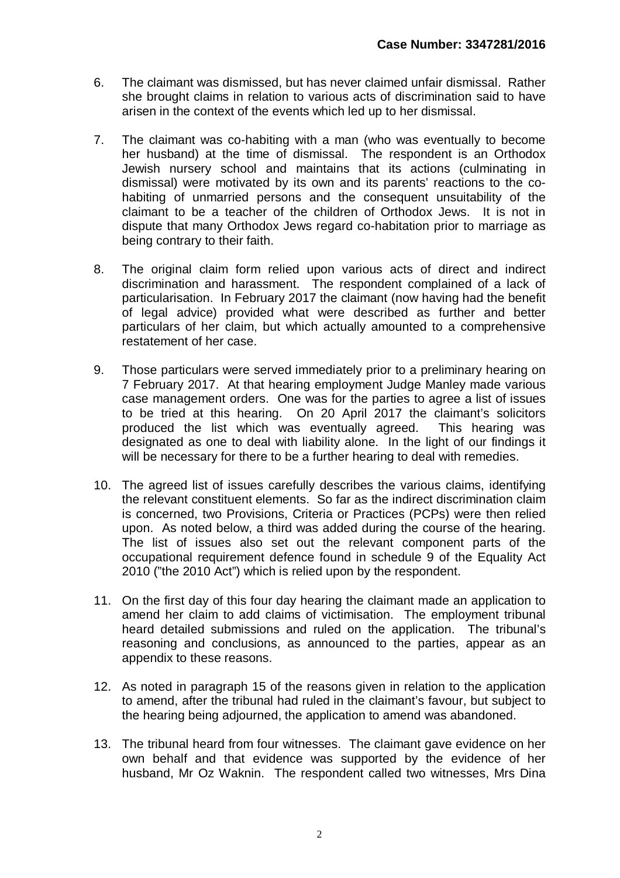6. The claimant was dismissed, but has never claimed unfair dismissal. Rather she brought claims in relation to various acts of discrimination said to have arisen in the context of the events which led up to her dismissal.

7. The claimant was co-habiting with a man (who was eventually to become her husband) at the time of dismissal. The respondent is an Orthodox Jewish nursery school and maintains that its actions (culminating in dismissal) were motivated by its own and its parents' reactions to the co-habiting of unmarried persons and the consequent unsuitability of the claimant to be a teacher of the children of Orthodox Jews. It is not in dispute that many Orthodox Jews regard co-habitation prior to marriage as being contrary to their faith.

8. The original claim form relied upon various acts of direct and indirect discrimination and harassment. The respondent complained of a lack of particularisation. In February 2017 the claimant (now having had the benefit of legal advice) provided what were described as further and better particulars of her claim, but which actually amounted to a comprehensive restatement of her case.

9. Those particulars were served immediately prior to a preliminary hearing on 7 February 2017. At that hearing employment Judge Manley made various case management orders. One was for the parties to agree a list of issues to be tried at this hearing. On 20 April 2017 the claimant's solicitors produced the list which was eventually agreed. This hearing was designated as one to deal with liability alone. In the light of our findings it will be necessary for there to be a further hearing to deal with remedies.

10. The agreed list of issues carefully describes the various claims, identifying the relevant constituent elements. So far as the indirect discrimination claim is concerned, two Provisions, Criteria or Practices (PCPs) were then relied upon. As noted below, a third was added during the course of the hearing. The list of issues also set out the relevant component parts of the occupational requirement defence found in schedule 9 of the Equality Act 2010 ("the 2010 Act") which is relied upon by the respondent.

11. On the first day of this four day hearing the claimant made an application to amend her claim to add claims of victimisation. The employment tribunal heard detailed submissions and ruled on the application. The tribunal's reasoning and conclusions, as announced to the parties, appear as an appendix to these reasons.

12. As noted in paragraph 15 of the reasons given in relation to the application to amend, after the tribunal had ruled in the claimant's favour, but subject to the hearing being adjourned, the application to amend was abandoned.

13. The tribunal heard from four witnesses. The claimant gave evidence on her own behalf and that evidence was supported by the evidence of her husband, Mr Oz Waknin. The respondent called two witnesses, Mrs Dina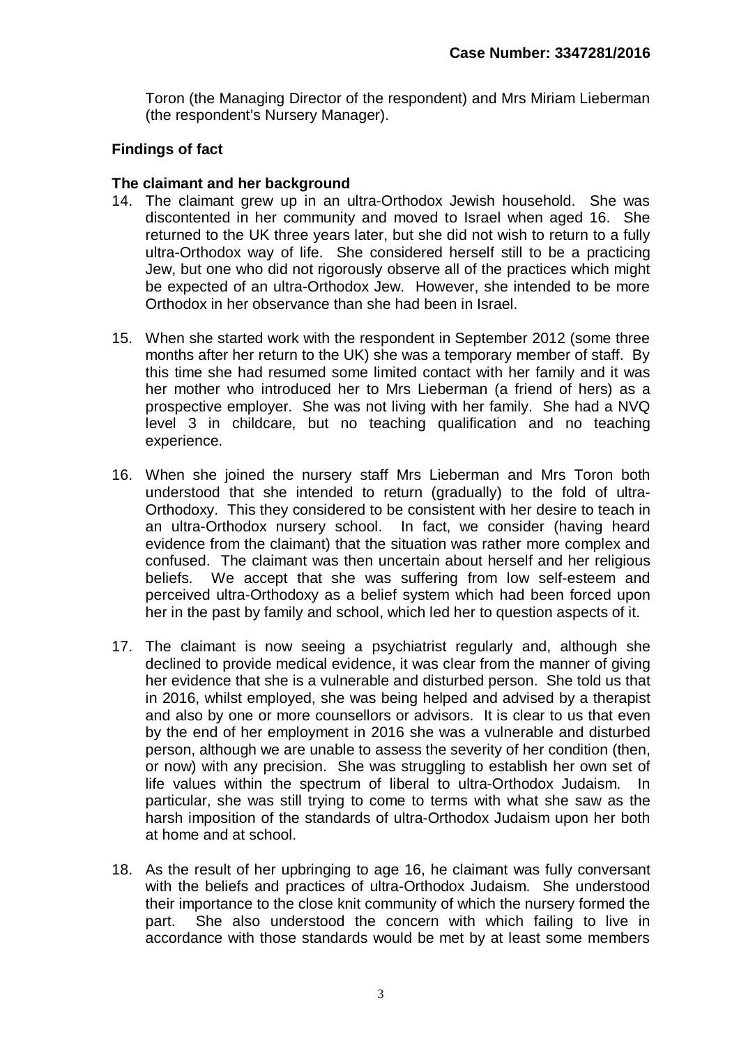Toron (the Managing Director of the respondent) and Mrs Miriam Lieberman (the respondent's Nursery Manager).

## Findings of fact

### The claimant and her background

14. The claimant grew up in an ultra-Orthodox Jewish household. She was discontented in her community and moved to Israel when aged 16. She returned to the UK three years later, but she did not wish to return to a fully ultra-Orthodox way of life. She considered herself still to be a practicing Jew, but one who did not rigorously observe all of the practices which might be expected of an ultra-Orthodox Jew. However, she intended to be more Orthodox in her observance than she had been in Israel.

15. When she started work with the respondent in September 2012 (some three months after her return to the UK) she was a temporary member of staff. By this time she had resumed some limited contact with her family and it was her mother who introduced her to Mrs Lieberman (a friend of hers) as a prospective employer. She was not living with her family. She had a NVQ level 3 in childcare, but no teaching qualification and no teaching experience.

16. When she joined the nursery staff Mrs Lieberman and Mrs Toron both understood that she intended to return (gradually) to the fold of ultra-Orthodoxy. This they considered to be consistent with her desire to teach in an ultra-Orthodox nursery school. In fact, we consider (having heard evidence from the claimant) that the situation was rather more complex and confused. The claimant was then uncertain about herself and her religious beliefs. We accept that she was suffering from low self-esteem and perceived ultra-Orthodoxy as a belief system which had been forced upon her in the past by family and school, which led her to question aspects of it.

17. The claimant is now seeing a psychiatrist regularly and, although she declined to provide medical evidence, it was clear from the manner of giving her evidence that she is a vulnerable and disturbed person. She told us that in 2016, whilst employed, she was being helped and advised by a therapist and also by one or more counsellors or advisors. It is clear to us that even by the end of her employment in 2016 she was a vulnerable and disturbed person, although we are unable to assess the severity of her condition (then, or now) with any precision. She was struggling to establish her own set of life values within the spectrum of liberal to ultra-Orthodox Judaism. In particular, she was still trying to come to terms with what she saw as the harsh imposition of the standards of ultra-Orthodox Judaism upon her both at home and at school.

18. As the result of her upbringing to age 16, he claimant was fully conversant with the beliefs and practices of ultra-Orthodox Judaism. She understood their importance to the close knit community of which the nursery formed the part. She also understood the concern with which failing to live in accordance with those standards would be met by at least some members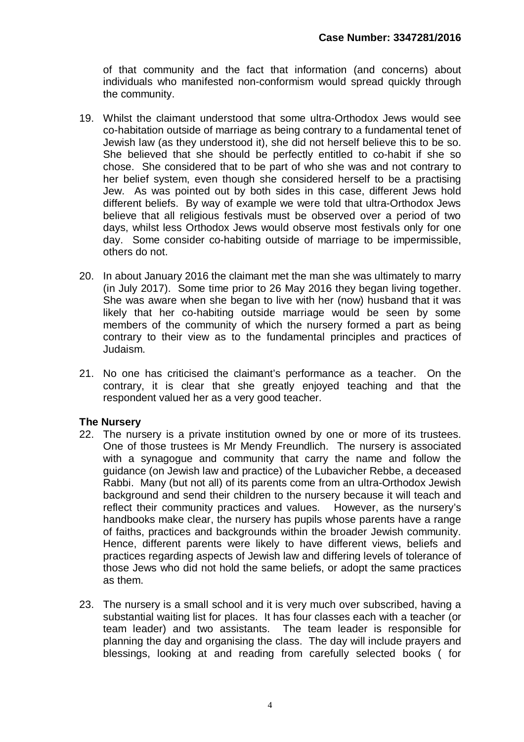of that community and the fact that information (and concerns) about individuals who manifested non-conformism would spread quickly through the community.

19. Whilst the claimant understood that some ultra-Orthodox Jews would see co-habitation outside of marriage as being contrary to a fundamental tenet of Jewish law (as they understood it), she did not herself believe this to be so. She believed that she should be perfectly entitled to co-habit if she so chose. She considered that to be part of who she was and not contrary to her belief system, even though she considered herself to be a practising Jew. As was pointed out by both sides in this case, different Jews hold different beliefs. By way of example we were told that ultra-Orthodox Jews believe that all religious festivals must be observed over a period of two days, whilst less Orthodox Jews would observe most festivals only for one day. Some consider co-habiting outside of marriage to be impermissible, others do not.

20. In about January 2016 the claimant met the man she was ultimately to marry (in July 2017). Some time prior to 26 May 2016 they began living together. She was aware when she began to live with her (now) husband that it was likely that her co-habiting outside marriage would be seen by some members of the community of which the nursery formed a part as being contrary to their view as to the fundamental principles and practices of Judaism.

21. No one has criticised the claimant's performance as a teacher. On the contrary, it is clear that she greatly enjoyed teaching and that the respondent valued her as a very good teacher.

**The Nursery**

22. The nursery is a private institution owned by one or more of its trustees. One of those trustees is Mr Mendy Freundlich. The nursery is associated with a synagogue and community that carry the name and follow the guidance (on Jewish law and practice) of the Lubavicher Rebbe, a deceased Rabbi. Many (but not all) of its parents come from an ultra-Orthodox Jewish background and send their children to the nursery because it will teach and reflect their community practices and values. However, as the nursery's handbooks make clear, the nursery has pupils whose parents have a range of faiths, practices and backgrounds within the broader Jewish community. Hence, different parents were likely to have different views, beliefs and practices regarding aspects of Jewish law and differing levels of tolerance of those Jews who did not hold the same beliefs, or adopt the same practices as them.

23. The nursery is a small school and it is very much over subscribed, having a substantial waiting list for places. It has four classes each with a teacher (or team leader) and two assistants. The team leader is responsible for planning the day and organising the class. The day will include prayers and blessings, looking at and reading from carefully selected books ( for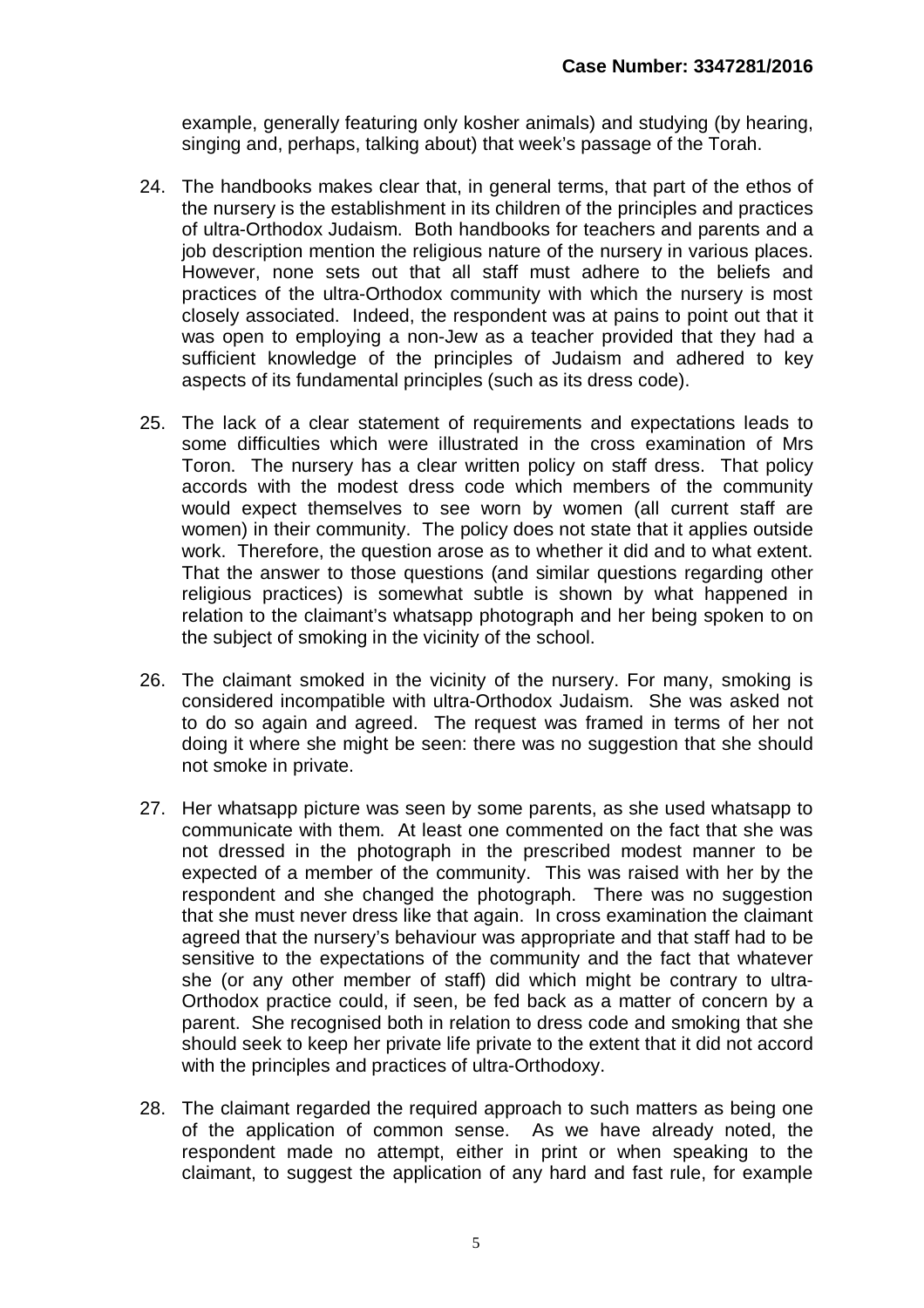example, generally featuring only kosher animals) and studying (by hearing, singing and, perhaps, talking about) that week's passage of the Torah.

24. The handbooks makes clear that, in general terms, that part of the ethos of the nursery is the establishment in its children of the principles and practices of ultra-Orthodox Judaism. Both handbooks for teachers and parents and a job description mention the religious nature of the nursery in various places. However, none sets out that all staff must adhere to the beliefs and practices of the ultra-Orthodox community with which the nursery is most closely associated. Indeed, the respondent was at pains to point out that it was open to employing a non-Jew as a teacher provided that they had a sufficient knowledge of the principles of Judaism and adhered to key aspects of its fundamental principles (such as its dress code).

25. The lack of a clear statement of requirements and expectations leads to some difficulties which were illustrated in the cross examination of Mrs Toron. The nursery has a clear written policy on staff dress. That policy accords with the modest dress code which members of the community would expect themselves to see worn by women (all current staff are women) in their community. The policy does not state that it applies outside work. Therefore, the question arose as to whether it did and to what extent. That the answer to those questions (and similar questions regarding other religious practices) is somewhat subtle is shown by what happened in relation to the claimant's whatsapp photograph and her being spoken to on the subject of smoking in the vicinity of the school.

26. The claimant smoked in the vicinity of the nursery. For many, smoking is considered incompatible with ultra-Orthodox Judaism. She was asked not to do so again and agreed. The request was framed in terms of her not doing it where she might be seen: there was no suggestion that she should not smoke in private.

27. Her whatsapp picture was seen by some parents, as she used whatsapp to communicate with them. At least one commented on the fact that she was not dressed in the photograph in the prescribed modest manner to be expected of a member of the community. This was raised with her by the respondent and she changed the photograph. There was no suggestion that she must never dress like that again. In cross examination the claimant agreed that the nursery's behaviour was appropriate and that staff had to be sensitive to the expectations of the community and the fact that whatever she (or any other member of staff) did which might be contrary to ultra-Orthodox practice could, if seen, be fed back as a matter of concern by a parent. She recognised both in relation to dress code and smoking that she should seek to keep her private life private to the extent that it did not accord with the principles and practices of ultra-Orthodoxy.

28. The claimant regarded the required approach to such matters as being one of the application of common sense. As we have already noted, the respondent made no attempt, either in print or when speaking to the claimant, to suggest the application of any hard and fast rule, for example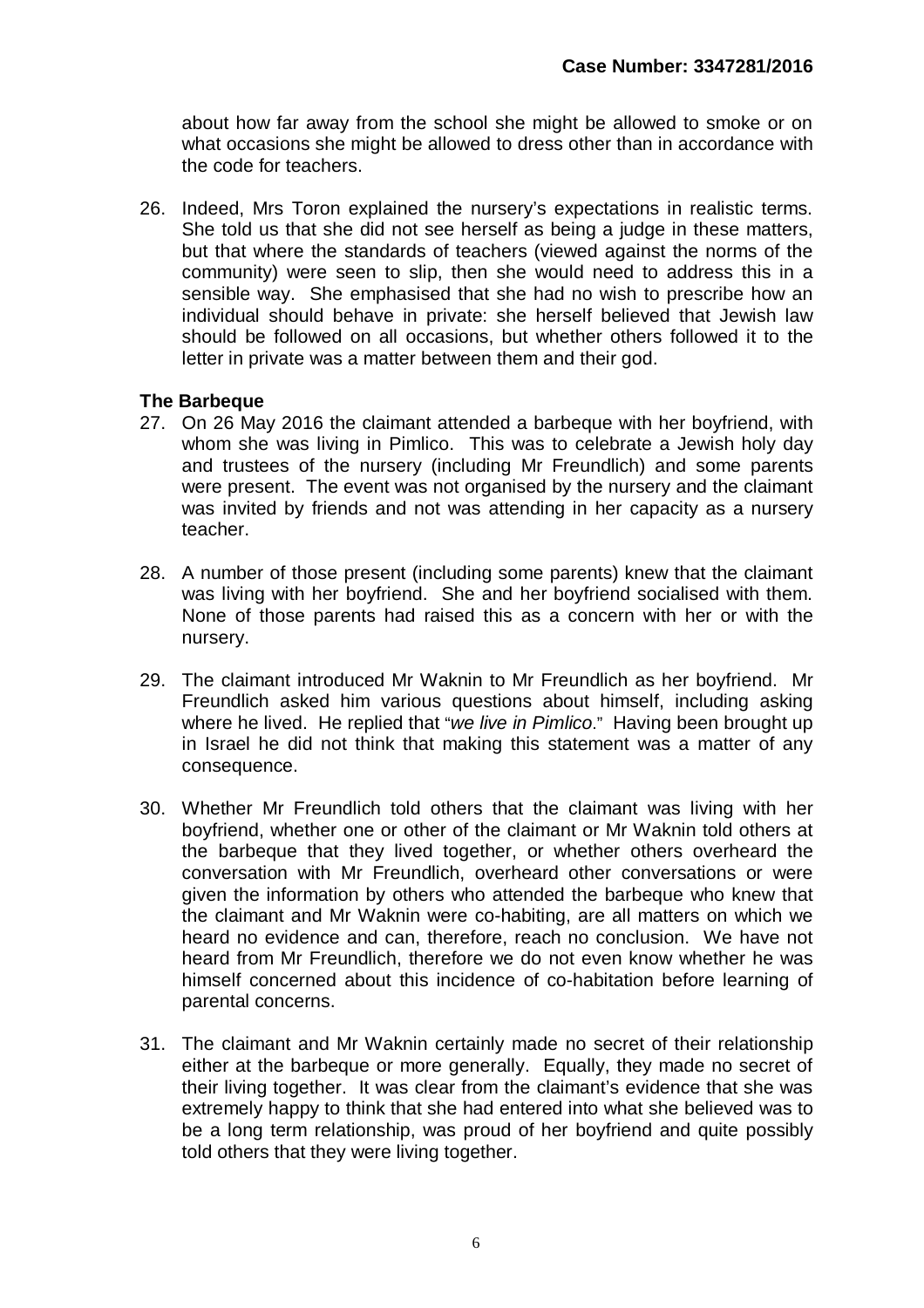about how far away from the school she might be allowed to smoke or on what occasions she might be allowed to dress other than in accordance with the code for teachers.

26. Indeed, Mrs Toron explained the nursery's expectations in realistic terms. She told us that she did not see herself as being a judge in these matters, but that where the standards of teachers (viewed against the norms of the community) were seen to slip, then she would need to address this in a sensible way. She emphasised that she had no wish to prescribe how an individual should behave in private: she herself believed that Jewish law should be followed on all occasions, but whether others followed it to the letter in private was a matter between them and their god.

**The Barbeque**

27. On 26 May 2016 the claimant attended a barbeque with her boyfriend, with whom she was living in Pimlico. This was to celebrate a Jewish holy day and trustees of the nursery (including Mr Freundlich) and some parents were present. The event was not organised by the nursery and the claimant was invited by friends and not was attending in her capacity as a nursery teacher.

28. A number of those present (including some parents) knew that the claimant was living with her boyfriend. She and her boyfriend socialised with them. None of those parents had raised this as a concern with her or with the nursery.

29. The claimant introduced Mr Waknin to Mr Freundlich as her boyfriend. Mr Freundlich asked him various questions about himself, including asking where he lived. He replied that "*we live in Pimlico*." Having been brought up in Israel he did not think that making this statement was a matter of any consequence.

30. Whether Mr Freundlich told others that the claimant was living with her boyfriend, whether one or other of the claimant or Mr Waknin told others at the barbeque that they lived together, or whether others overheard the conversation with Mr Freundlich, overheard other conversations or were given the information by others who attended the barbeque who knew that the claimant and Mr Waknin were co-habiting, are all matters on which we heard no evidence and can, therefore, reach no conclusion. We have not heard from Mr Freundlich, therefore we do not even know whether he was himself concerned about this incidence of co-habitation before learning of parental concerns.

31. The claimant and Mr Waknin certainly made no secret of their relationship either at the barbeque or more generally. Equally, they made no secret of their living together. It was clear from the claimant's evidence that she was extremely happy to think that she had entered into what she believed was to be a long term relationship, was proud of her boyfriend and quite possibly told others that they were living together.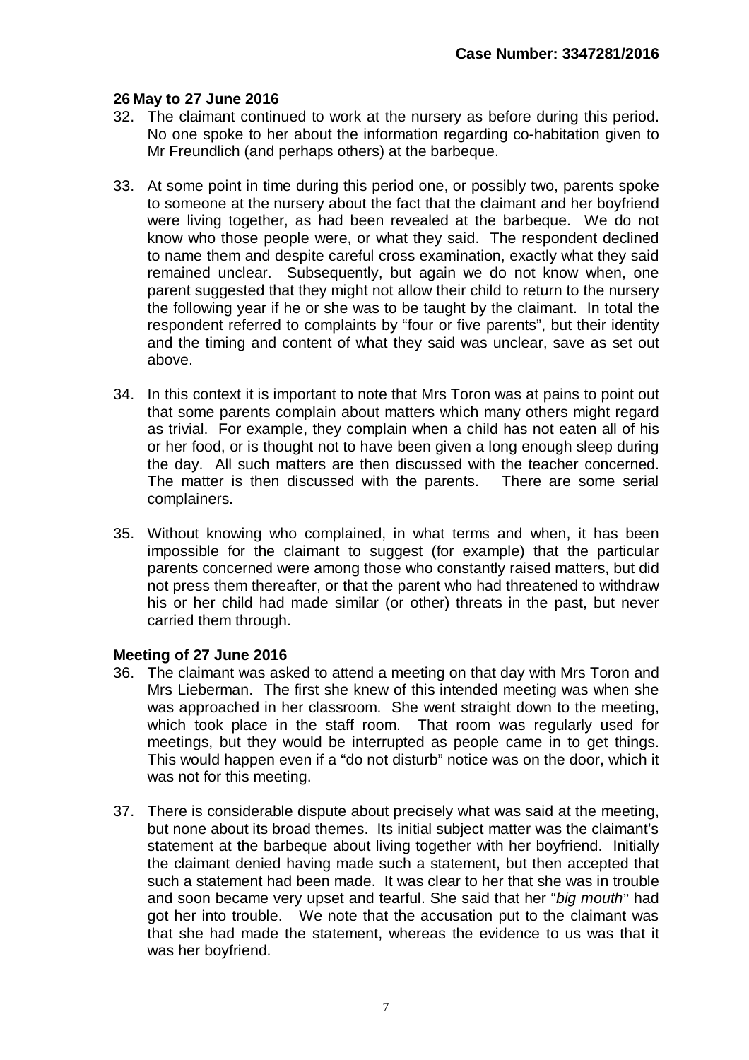### 26 May to 27 June 2016

32. The claimant continued to work at the nursery as before during this period. No one spoke to her about the information regarding co-habitation given to Mr Freundlich (and perhaps others) at the barbeque.

33. At some point in time during this period one, or possibly two, parents spoke to someone at the nursery about the fact that the claimant and her boyfriend were living together, as had been revealed at the barbeque. We do not know who those people were, or what they said. The respondent declined to name them and despite careful cross examination, exactly what they said remained unclear. Subsequently, but again we do not know when, one parent suggested that they might not allow their child to return to the nursery the following year if he or she was to be taught by the claimant. In total the respondent referred to complaints by "four or five parents", but their identity and the timing and content of what they said was unclear, save as set out above.

34. In this context it is important to note that Mrs Toron was at pains to point out that some parents complain about matters which many others might regard as trivial. For example, they complain when a child has not eaten all of his or her food, or is thought not to have been given a long enough sleep during the day. All such matters are then discussed with the teacher concerned. The matter is then discussed with the parents. There are some serial complainers.

35. Without knowing who complained, in what terms and when, it has been impossible for the claimant to suggest (for example) that the particular parents concerned were among those who constantly raised matters, but did not press them thereafter, or that the parent who had threatened to withdraw his or her child had made similar (or other) threats in the past, but never carried them through.

### Meeting of 27 June 2016

36. The claimant was asked to attend a meeting on that day with Mrs Toron and Mrs Lieberman. The first she knew of this intended meeting was when she was approached in her classroom. She went straight down to the meeting, which took place in the staff room. That room was regularly used for meetings, but they would be interrupted as people came in to get things. This would happen even if a "do not disturb" notice was on the door, which it was not for this meeting.

37. There is considerable dispute about precisely what was said at the meeting, but none about its broad themes. Its initial subject matter was the claimant's statement at the barbeque about living together with her boyfriend. Initially the claimant denied having made such a statement, but then accepted that such a statement had been made. It was clear to her that she was in trouble and soon became very upset and tearful. She said that her "*big mouth*" had got her into trouble. We note that the accusation put to the claimant was that she had made the statement, whereas the evidence to us was that it was her boyfriend.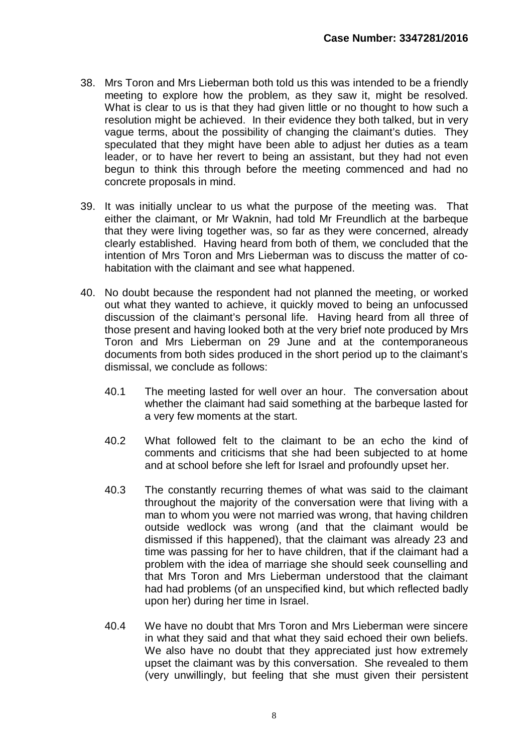38. Mrs Toron and Mrs Lieberman both told us this was intended to be a friendly meeting to explore how the problem, as they saw it, might be resolved. What is clear to us is that they had given little or no thought to how such a resolution might be achieved. In their evidence they both talked, but in very vague terms, about the possibility of changing the claimant's duties. They speculated that they might have been able to adjust her duties as a team leader, or to have her revert to being an assistant, but they had not even begun to think this through before the meeting commenced and had no concrete proposals in mind.

39. It was initially unclear to us what the purpose of the meeting was. That either the claimant, or Mr Waknin, had told Mr Freundlich at the barbeque that they were living together was, so far as they were concerned, already clearly established. Having heard from both of them, we concluded that the intention of Mrs Toron and Mrs Lieberman was to discuss the matter of co-habitation with the claimant and see what happened.

40. No doubt because the respondent had not planned the meeting, or worked out what they wanted to achieve, it quickly moved to being an unfocussed discussion of the claimant's personal life. Having heard from all three of those present and having looked both at the very brief note produced by Mrs Toron and Mrs Lieberman on 29 June and at the contemporaneous documents from both sides produced in the short period up to the claimant's dismissal, we conclude as follows:

    40.1 The meeting lasted for well over an hour. The conversation about whether the claimant had said something at the barbeque lasted for a very few moments at the start.

    40.2 What followed felt to the claimant to be an echo the kind of comments and criticisms that she had been subjected to at home and at school before she left for Israel and profoundly upset her.

    40.3 The constantly recurring themes of what was said to the claimant throughout the majority of the conversation were that living with a man to whom you were not married was wrong, that having children outside wedlock was wrong (and that the claimant would be dismissed if this happened), that the claimant was already 23 and time was passing for her to have children, that if the claimant had a problem with the idea of marriage she should seek counselling and that Mrs Toron and Mrs Lieberman understood that the claimant had had problems (of an unspecified kind, but which reflected badly upon her) during her time in Israel.

    40.4 We have no doubt that Mrs Toron and Mrs Lieberman were sincere in what they said and that what they said echoed their own beliefs. We also have no doubt that they appreciated just how extremely upset the claimant was by this conversation. She revealed to them (very unwillingly, but feeling that she must given their persistent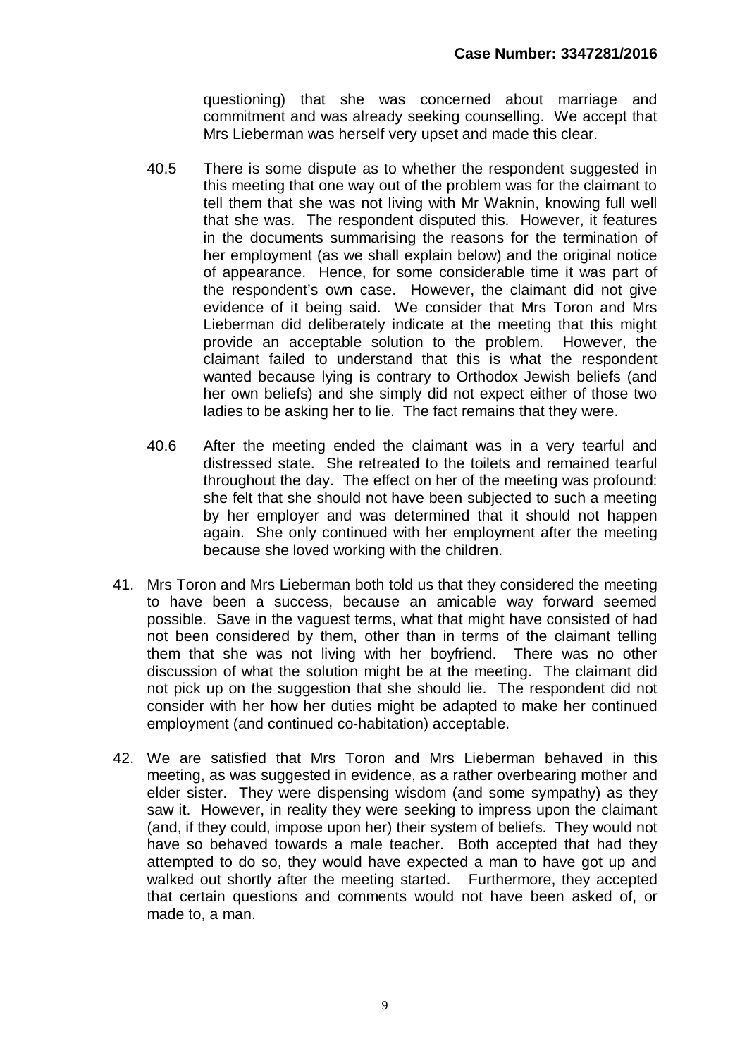questioning) that she was concerned about marriage and commitment and was already seeking counselling. We accept that Mrs Lieberman was herself very upset and made this clear.

40.5 There is some dispute as to whether the respondent suggested in this meeting that one way out of the problem was for the claimant to tell them that she was not living with Mr Waknin, knowing full well that she was. The respondent disputed this. However, it features in the documents summarising the reasons for the termination of her employment (as we shall explain below) and the original notice of appearance. Hence, for some considerable time it was part of the respondent's own case. However, the claimant did not give evidence of it being said. We consider that Mrs Toron and Mrs Lieberman did deliberately indicate at the meeting that this might provide an acceptable solution to the problem. However, the claimant failed to understand that this is what the respondent wanted because lying is contrary to Orthodox Jewish beliefs (and her own beliefs) and she simply did not expect either of those two ladies to be asking her to lie. The fact remains that they were.

40.6 After the meeting ended the claimant was in a very tearful and distressed state. She retreated to the toilets and remained tearful throughout the day. The effect on her of the meeting was profound: she felt that she should not have been subjected to such a meeting by her employer and was determined that it should not happen again. She only continued with her employment after the meeting because she loved working with the children.

41. Mrs Toron and Mrs Lieberman both told us that they considered the meeting to have been a success, because an amicable way forward seemed possible. Save in the vaguest terms, what that might have consisted of had not been considered by them, other than in terms of the claimant telling them that she was not living with her boyfriend. There was no other discussion of what the solution might be at the meeting. The claimant did not pick up on the suggestion that she should lie. The respondent did not consider with her how her duties might be adapted to make her continued employment (and continued co-habitation) acceptable.

42. We are satisfied that Mrs Toron and Mrs Lieberman behaved in this meeting, as was suggested in evidence, as a rather overbearing mother and elder sister. They were dispensing wisdom (and some sympathy) as they saw it. However, in reality they were seeking to impress upon the claimant (and, if they could, impose upon her) their system of beliefs. They would not have so behaved towards a male teacher. Both accepted that had they attempted to do so, they would have expected a man to have got up and walked out shortly after the meeting started. Furthermore, they accepted that certain questions and comments would not have been asked of, or made to, a man.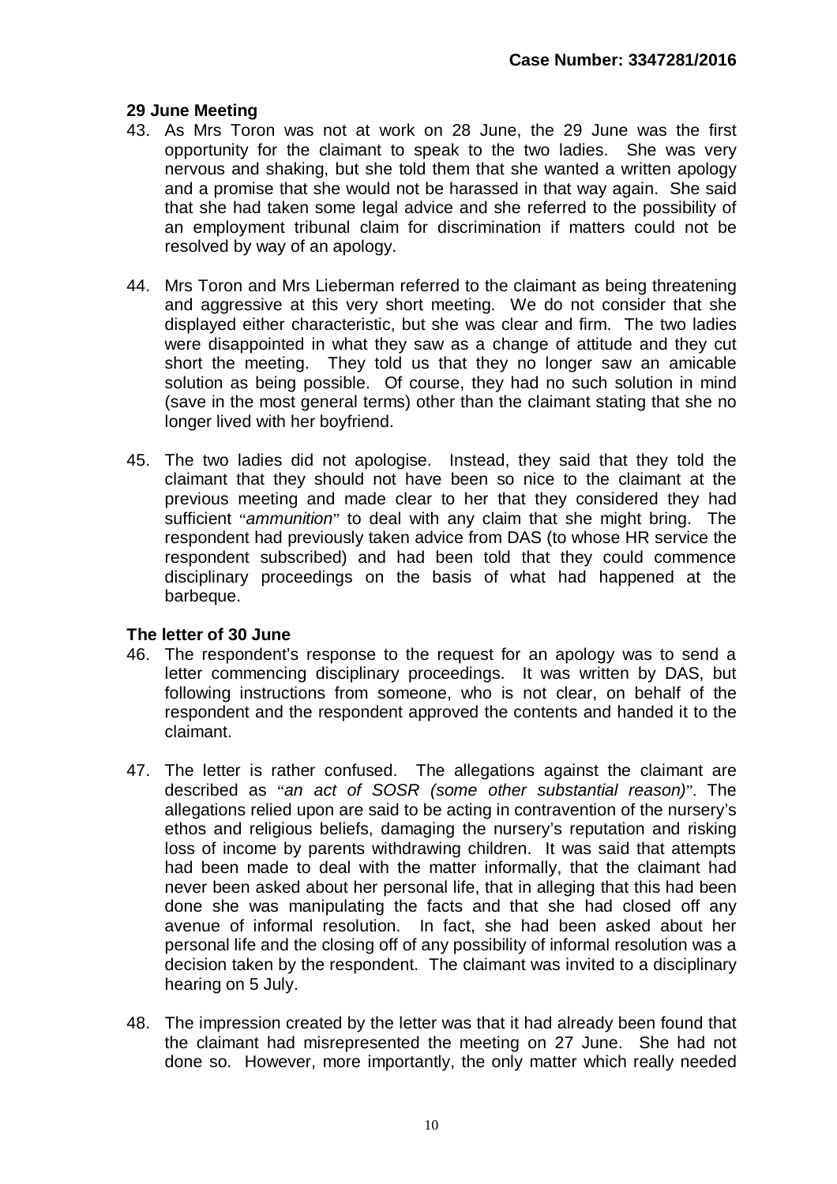**29 June Meeting**

43. As Mrs Toron was not at work on 28 June, the 29 June was the first opportunity for the claimant to speak to the two ladies. She was very nervous and shaking, but she told them that she wanted a written apology and a promise that she would not be harassed in that way again. She said that she had taken some legal advice and she referred to the possibility of an employment tribunal claim for discrimination if matters could not be resolved by way of an apology.

44. Mrs Toron and Mrs Lieberman referred to the claimant as being threatening and aggressive at this very short meeting. We do not consider that she displayed either characteristic, but she was clear and firm. The two ladies were disappointed in what they saw as a change of attitude and they cut short the meeting. They told us that they no longer saw an amicable solution as being possible. Of course, they had no such solution in mind (save in the most general terms) other than the claimant stating that she no longer lived with her boyfriend.

45. The two ladies did not apologise. Instead, they said that they told the claimant that they should not have been so nice to the claimant at the previous meeting and made clear to her that they considered they had sufficient "*ammunition*" to deal with any claim that she might bring. The respondent had previously taken advice from DAS (to whose HR service the respondent subscribed) and had been told that they could commence disciplinary proceedings on the basis of what had happened at the barbeque.

**The letter of 30 June**

46. The respondent's response to the request for an apology was to send a letter commencing disciplinary proceedings. It was written by DAS, but following instructions from someone, who is not clear, on behalf of the respondent and the respondent approved the contents and handed it to the claimant.

47. The letter is rather confused. The allegations against the claimant are described as "*an act of SOSR (some other substantial reason)*". The allegations relied upon are said to be acting in contravention of the nursery's ethos and religious beliefs, damaging the nursery's reputation and risking loss of income by parents withdrawing children. It was said that attempts had been made to deal with the matter informally, that the claimant had never been asked about her personal life, that in alleging that this had been done she was manipulating the facts and that she had closed off any avenue of informal resolution. In fact, she had been asked about her personal life and the closing off of any possibility of informal resolution was a decision taken by the respondent. The claimant was invited to a disciplinary hearing on 5 July.

48. The impression created by the letter was that it had already been found that the claimant had misrepresented the meeting on 27 June. She had not done so. However, more importantly, the only matter which really needed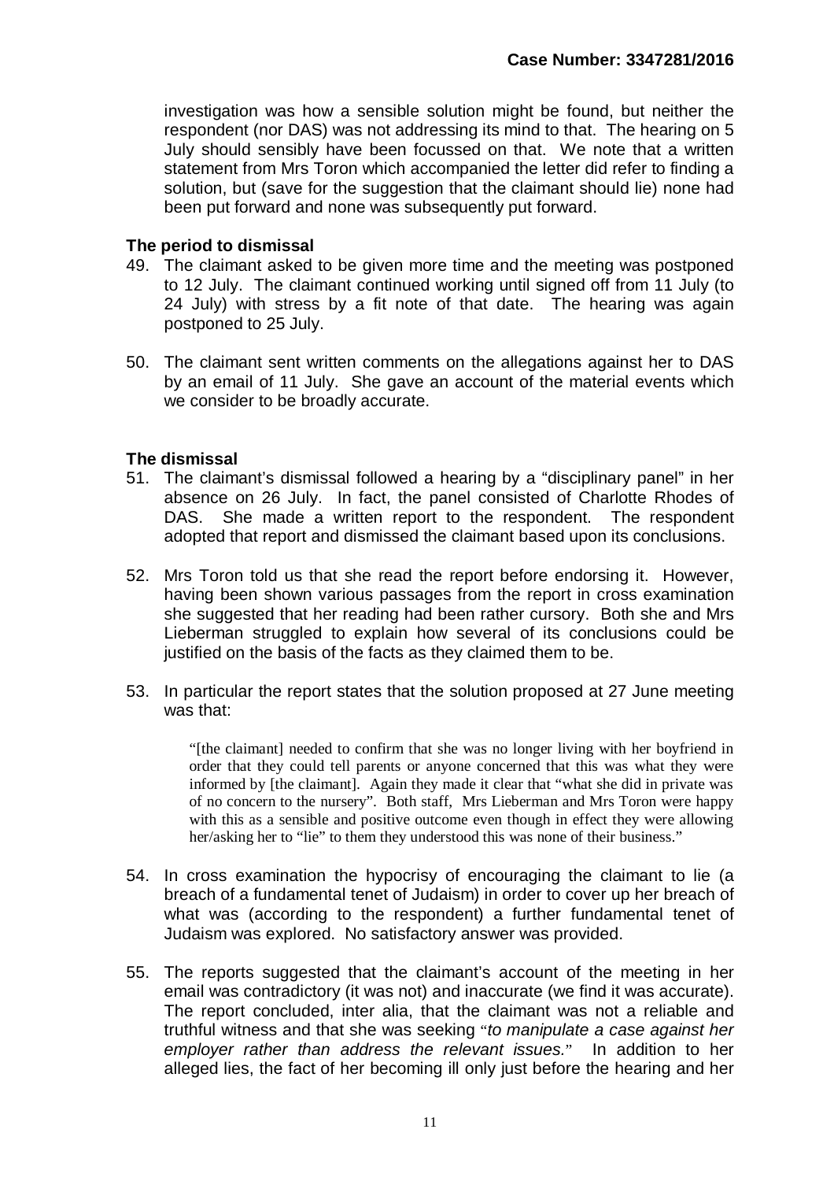investigation was how a sensible solution might be found, but neither the respondent (nor DAS) was not addressing its mind to that. The hearing on 5 July should sensibly have been focussed on that. We note that a written statement from Mrs Toron which accompanied the letter did refer to finding a solution, but (save for the suggestion that the claimant should lie) none had been put forward and none was subsequently put forward.

### The period to dismissal

49. The claimant asked to be given more time and the meeting was postponed to 12 July. The claimant continued working until signed off from 11 July (to 24 July) with stress by a fit note of that date. The hearing was again postponed to 25 July.

50. The claimant sent written comments on the allegations against her to DAS by an email of 11 July. She gave an account of the material events which we consider to be broadly accurate.

### The dismissal

51. The claimant's dismissal followed a hearing by a "disciplinary panel" in her absence on 26 July. In fact, the panel consisted of Charlotte Rhodes of DAS. She made a written report to the respondent. The respondent adopted that report and dismissed the claimant based upon its conclusions.

52. Mrs Toron told us that she read the report before endorsing it. However, having been shown various passages from the report in cross examination she suggested that her reading had been rather cursory. Both she and Mrs Lieberman struggled to explain how several of its conclusions could be justified on the basis of the facts as they claimed them to be.

53. In particular the report states that the solution proposed at 27 June meeting was that:

> "[the claimant] needed to confirm that she was no longer living with her boyfriend in order that they could tell parents or anyone concerned that this was what they were informed by [the claimant]. Again they made it clear that "what she did in private was of no concern to the nursery". Both staff, Mrs Lieberman and Mrs Toron were happy with this as a sensible and positive outcome even though in effect they were allowing her/asking her to "lie" to them they understood this was none of their business."

54. In cross examination the hypocrisy of encouraging the claimant to lie (a breach of a fundamental tenet of Judaism) in order to cover up her breach of what was (according to the respondent) a further fundamental tenet of Judaism was explored. No satisfactory answer was provided.

55. The reports suggested that the claimant's account of the meeting in her email was contradictory (it was not) and inaccurate (we find it was accurate). The report concluded, inter alia, that the claimant was not a reliable and truthful witness and that she was seeking "*to manipulate a case against her employer rather than address the relevant issues.*" In addition to her alleged lies, the fact of her becoming ill only just before the hearing and her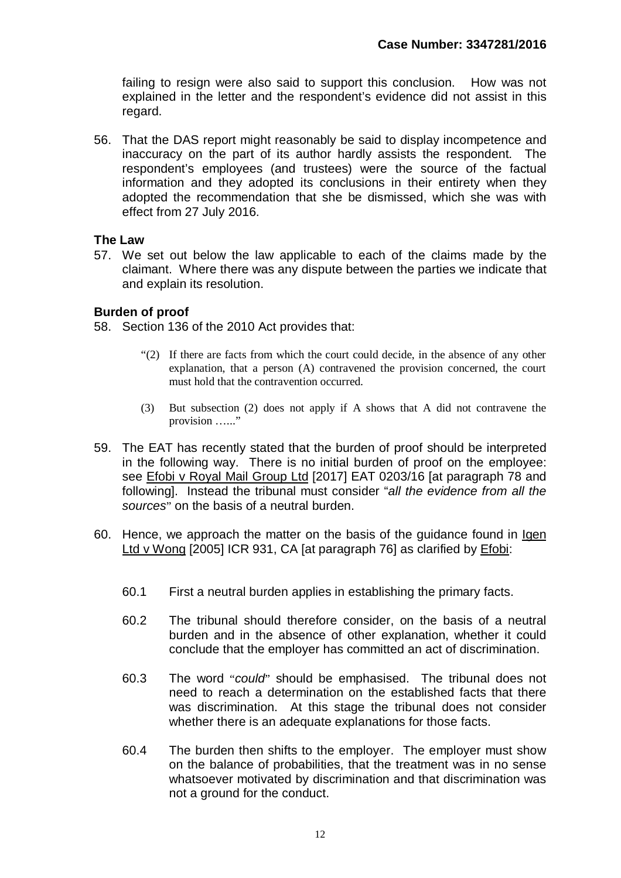failing to resign were also said to support this conclusion. How was not explained in the letter and the respondent's evidence did not assist in this regard.

56. That the DAS report might reasonably be said to display incompetence and inaccuracy on the part of its author hardly assists the respondent. The respondent's employees (and trustees) were the source of the factual information and they adopted its conclusions in their entirety when they adopted the recommendation that she be dismissed, which she was with effect from 27 July 2016.

### The Law

57. We set out below the law applicable to each of the claims made by the claimant. Where there was any dispute between the parties we indicate that and explain its resolution.

### Burden of proof

58. Section 136 of the 2010 Act provides that:

> "(2) If there are facts from which the court could decide, in the absence of any other explanation, that a person (A) contravened the provision concerned, the court must hold that the contravention occurred.
>
> (3) But subsection (2) does not apply if A shows that A did not contravene the provision ….."

59. The EAT has recently stated that the burden of proof should be interpreted in the following way. There is no initial burden of proof on the employee: see Efobi v Royal Mail Group Ltd [2017] EAT 0203/16 [at paragraph 78 and following]. Instead the tribunal must consider "*all the evidence from all the sources*" on the basis of a neutral burden.

60. Hence, we approach the matter on the basis of the guidance found in Igen Ltd v Wong [2005] ICR 931, CA [at paragraph 76] as clarified by Efobi:

    60.1 First a neutral burden applies in establishing the primary facts.

    60.2 The tribunal should therefore consider, on the basis of a neutral burden and in the absence of other explanation, whether it could conclude that the employer has committed an act of discrimination.

    60.3 The word "*could*" should be emphasised. The tribunal does not need to reach a determination on the established facts that there was discrimination. At this stage the tribunal does not consider whether there is an adequate explanations for those facts.

    60.4 The burden then shifts to the employer. The employer must show on the balance of probabilities, that the treatment was in no sense whatsoever motivated by discrimination and that discrimination was not a ground for the conduct.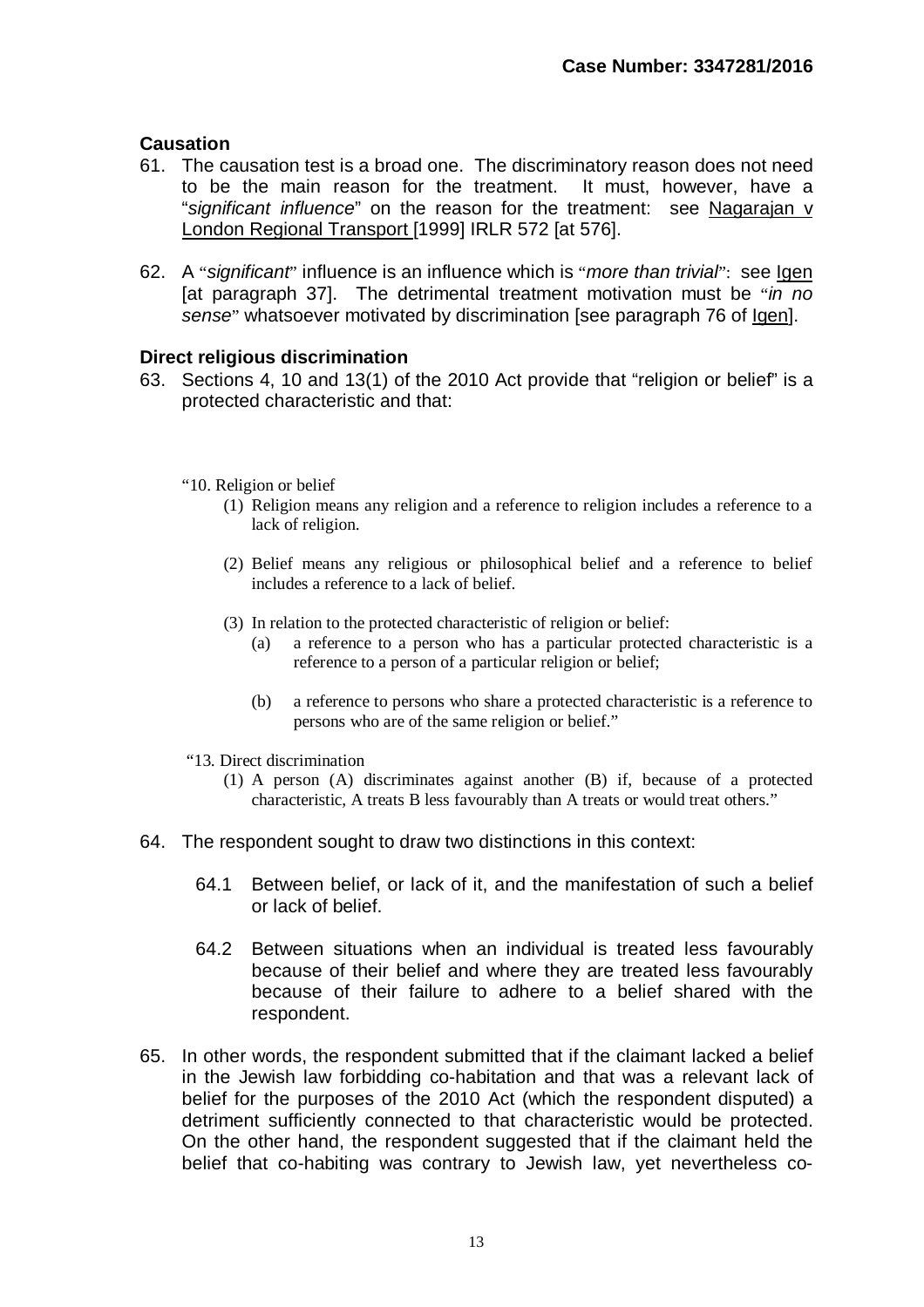### Causation

61. The causation test is a broad one. The discriminatory reason does not need to be the main reason for the treatment. It must, however, have a "*significant influence*" on the reason for the treatment: see Nagarajan v London Regional Transport [1999] IRLR 572 [at 576].

62. A "*significant*" influence is an influence which is "*more than trivial*": see Igen [at paragraph 37]. The detrimental treatment motivation must be "*in no sense*" whatsoever motivated by discrimination [see paragraph 76 of Igen].

### Direct religious discrimination

63. Sections 4, 10 and 13(1) of the 2010 Act provide that "religion or belief" is a protected characteristic and that:

> "10. Religion or belief
>
> (1) Religion means any religion and a reference to religion includes a reference to a lack of religion.
>
> (2) Belief means any religious or philosophical belief and a reference to belief includes a reference to a lack of belief.
>
> (3) In relation to the protected characteristic of religion or belief:
>
> (a) a reference to a person who has a particular protected characteristic is a reference to a person of a particular religion or belief;
>
> (b) a reference to persons who share a protected characteristic is a reference to persons who are of the same religion or belief."
>
> "13. Direct discrimination
>
> (1) A person (A) discriminates against another (B) if, because of a protected characteristic, A treats B less favourably than A treats or would treat others."

64. The respondent sought to draw two distinctions in this context:

    64.1 Between belief, or lack of it, and the manifestation of such a belief or lack of belief.

    64.2 Between situations when an individual is treated less favourably because of their belief and where they are treated less favourably because of their failure to adhere to a belief shared with the respondent.

65. In other words, the respondent submitted that if the claimant lacked a belief in the Jewish law forbidding co-habitation and that was a relevant lack of belief for the purposes of the 2010 Act (which the respondent disputed) a detriment sufficiently connected to that characteristic would be protected. On the other hand, the respondent suggested that if the claimant held the belief that co-habiting was contrary to Jewish law, yet nevertheless co-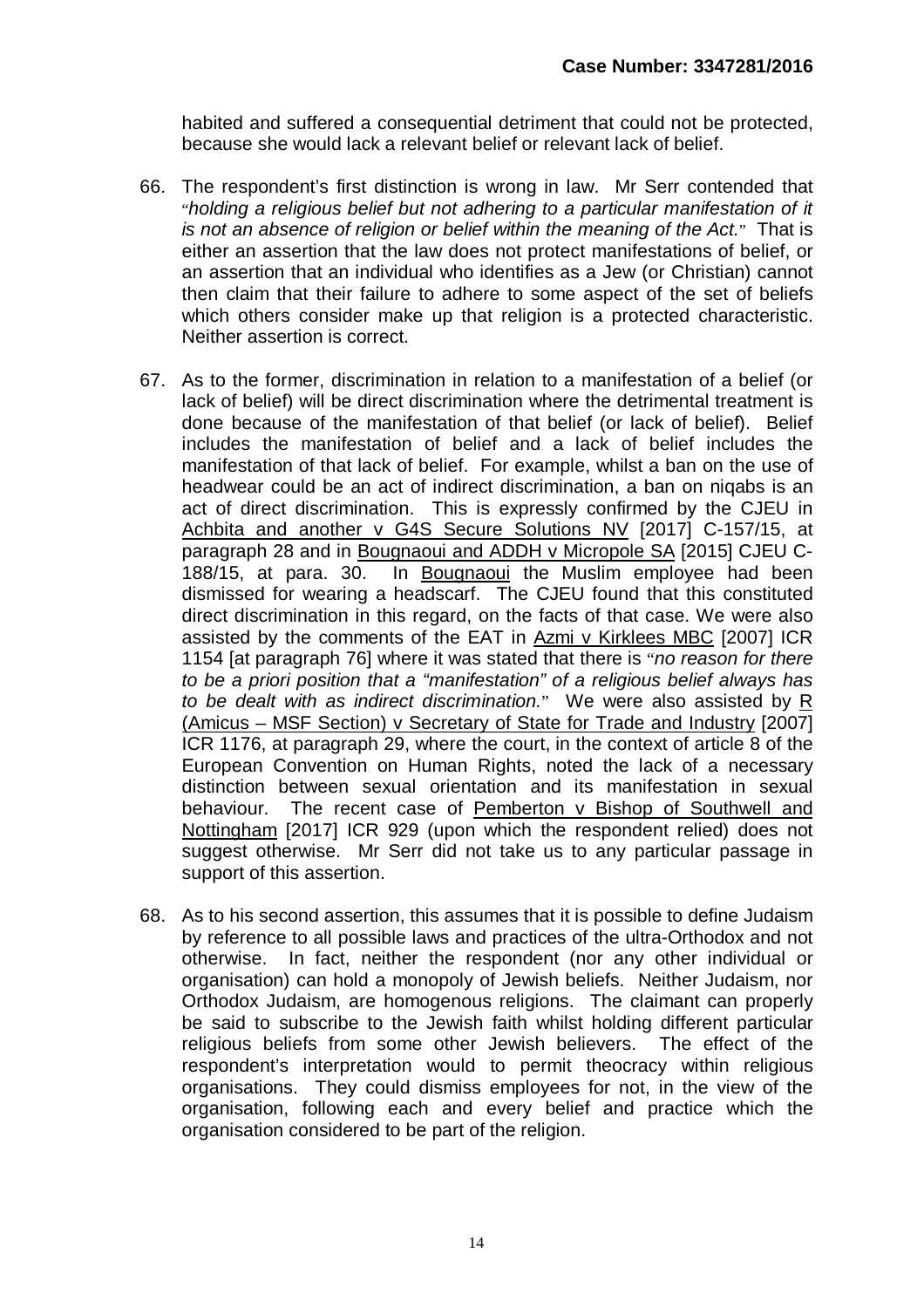habited and suffered a consequential detriment that could not be protected, because she would lack a relevant belief or relevant lack of belief.

66. The respondent's first distinction is wrong in law. Mr Serr contended that "*holding a religious belief but not adhering to a particular manifestation of it is not an absence of religion or belief within the meaning of the Act.*" That is either an assertion that the law does not protect manifestations of belief, or an assertion that an individual who identifies as a Jew (or Christian) cannot then claim that their failure to adhere to some aspect of the set of beliefs which others consider make up that religion is a protected characteristic. Neither assertion is correct.

67. As to the former, discrimination in relation to a manifestation of a belief (or lack of belief) will be direct discrimination where the detrimental treatment is done because of the manifestation of that belief (or lack of belief). Belief includes the manifestation of belief and a lack of belief includes the manifestation of that lack of belief. For example, whilst a ban on the use of headwear could be an act of indirect discrimination, a ban on niqabs is an act of direct discrimination. This is expressly confirmed by the CJEU in Achbita and another v G4S Secure Solutions NV [2017] C-157/15, at paragraph 28 and in Bougnaoui and ADDH v Micropole SA [2015] CJEU C-188/15, at para. 30. In Bougnaoui the Muslim employee had been dismissed for wearing a headscarf. The CJEU found that this constituted direct discrimination in this regard, on the facts of that case. We were also assisted by the comments of the EAT in Azmi v Kirklees MBC [2007] ICR 1154 [at paragraph 76] where it was stated that there is "*no reason for there to be a priori position that a "manifestation" of a religious belief always has to be dealt with as indirect discrimination.*" We were also assisted by R (Amicus – MSF Section) v Secretary of State for Trade and Industry [2007] ICR 1176, at paragraph 29, where the court, in the context of article 8 of the European Convention on Human Rights, noted the lack of a necessary distinction between sexual orientation and its manifestation in sexual behaviour. The recent case of Pemberton v Bishop of Southwell and Nottingham [2017] ICR 929 (upon which the respondent relied) does not suggest otherwise. Mr Serr did not take us to any particular passage in support of this assertion.

68. As to his second assertion, this assumes that it is possible to define Judaism by reference to all possible laws and practices of the ultra-Orthodox and not otherwise. In fact, neither the respondent (nor any other individual or organisation) can hold a monopoly of Jewish beliefs. Neither Judaism, nor Orthodox Judaism, are homogenous religions. The claimant can properly be said to subscribe to the Jewish faith whilst holding different particular religious beliefs from some other Jewish believers. The effect of the respondent's interpretation would to permit theocracy within religious organisations. They could dismiss employees for not, in the view of the organisation, following each and every belief and practice which the organisation considered to be part of the religion.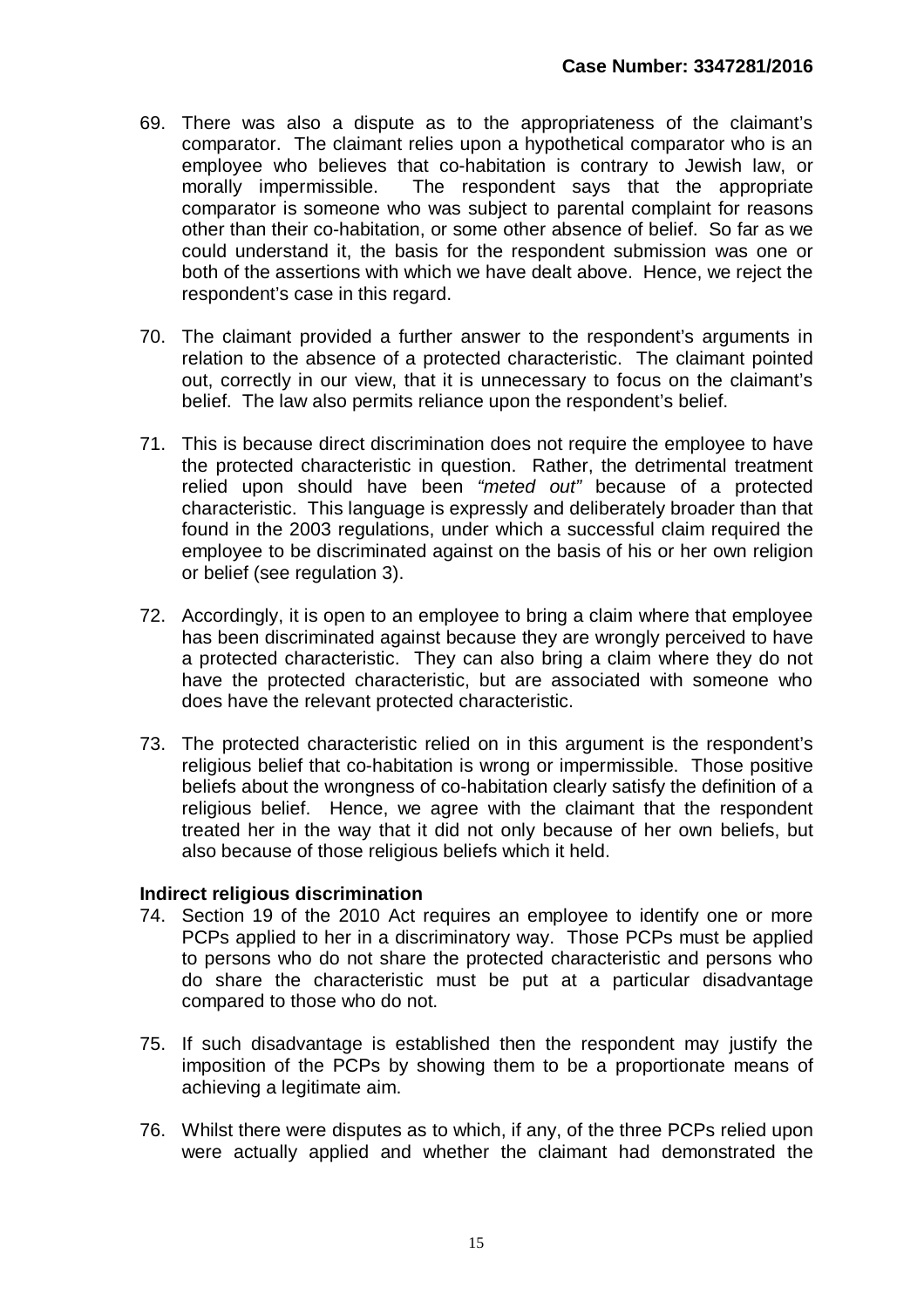69. There was also a dispute as to the appropriateness of the claimant's comparator. The claimant relies upon a hypothetical comparator who is an employee who believes that co-habitation is contrary to Jewish law, or morally impermissible. The respondent says that the appropriate comparator is someone who was subject to parental complaint for reasons other than their co-habitation, or some other absence of belief. So far as we could understand it, the basis for the respondent submission was one or both of the assertions with which we have dealt above. Hence, we reject the respondent's case in this regard.

70. The claimant provided a further answer to the respondent's arguments in relation to the absence of a protected characteristic. The claimant pointed out, correctly in our view, that it is unnecessary to focus on the claimant's belief. The law also permits reliance upon the respondent's belief.

71. This is because direct discrimination does not require the employee to have the protected characteristic in question. Rather, the detrimental treatment relied upon should have been *"meted out"* because of a protected characteristic. This language is expressly and deliberately broader than that found in the 2003 regulations, under which a successful claim required the employee to be discriminated against on the basis of his or her own religion or belief (see regulation 3).

72. Accordingly, it is open to an employee to bring a claim where that employee has been discriminated against because they are wrongly perceived to have a protected characteristic. They can also bring a claim where they do not have the protected characteristic, but are associated with someone who does have the relevant protected characteristic.

73. The protected characteristic relied on in this argument is the respondent's religious belief that co-habitation is wrong or impermissible. Those positive beliefs about the wrongness of co-habitation clearly satisfy the definition of a religious belief. Hence, we agree with the claimant that the respondent treated her in the way that it did not only because of her own beliefs, but also because of those religious beliefs which it held.

**Indirect religious discrimination**

74. Section 19 of the 2010 Act requires an employee to identify one or more PCPs applied to her in a discriminatory way. Those PCPs must be applied to persons who do not share the protected characteristic and persons who do share the characteristic must be put at a particular disadvantage compared to those who do not.

75. If such disadvantage is established then the respondent may justify the imposition of the PCPs by showing them to be a proportionate means of achieving a legitimate aim.

76. Whilst there were disputes as to which, if any, of the three PCPs relied upon were actually applied and whether the claimant had demonstrated the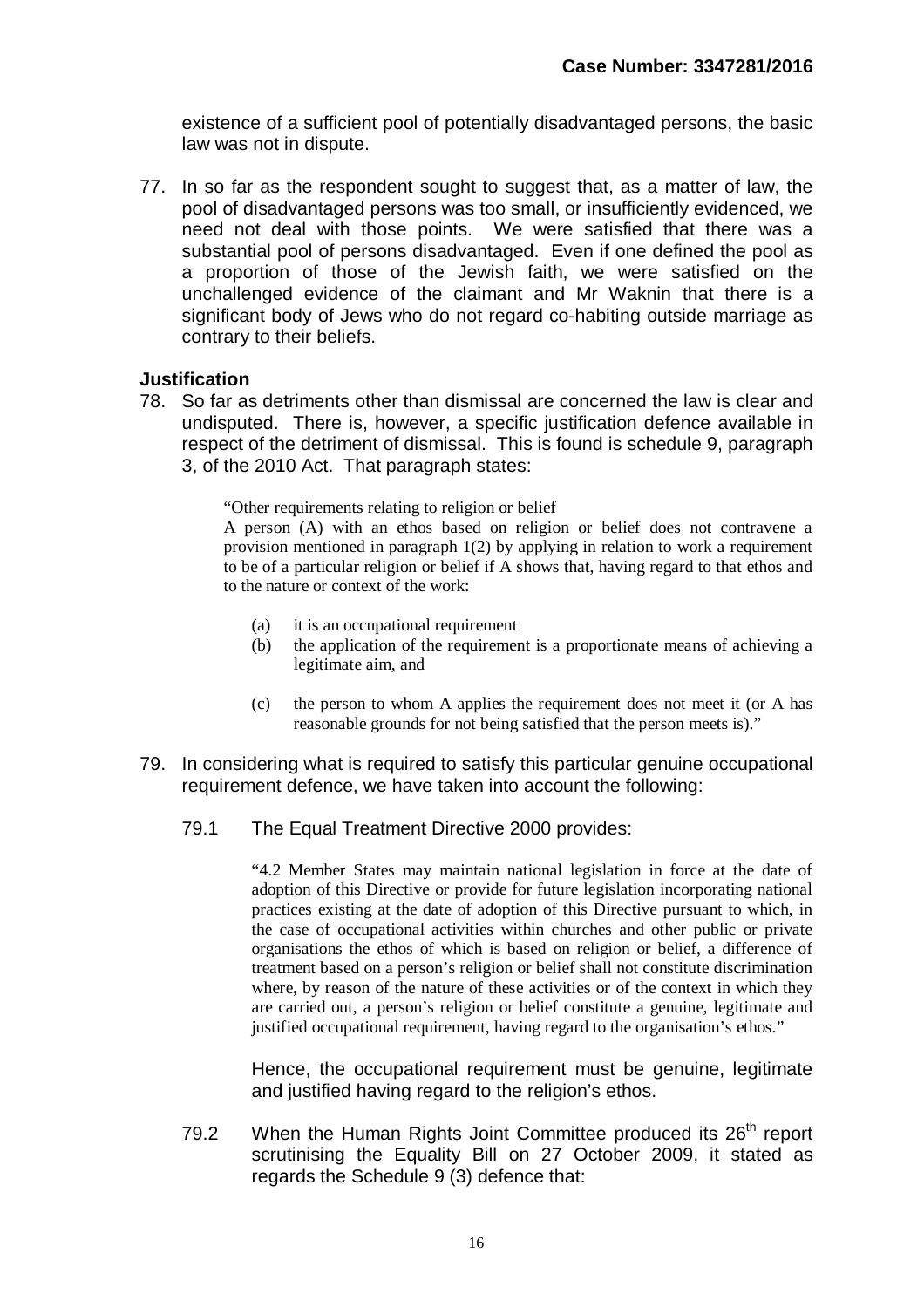existence of a sufficient pool of potentially disadvantaged persons, the basic law was not in dispute.

77. In so far as the respondent sought to suggest that, as a matter of law, the pool of disadvantaged persons was too small, or insufficiently evidenced, we need not deal with those points. We were satisfied that there was a substantial pool of persons disadvantaged. Even if one defined the pool as a proportion of those of the Jewish faith, we were satisfied on the unchallenged evidence of the claimant and Mr Waknin that there is a significant body of Jews who do not regard co-habiting outside marriage as contrary to their beliefs.

**Justification**

78. So far as detriments other than dismissal are concerned the law is clear and undisputed. There is, however, a specific justification defence available in respect of the detriment of dismissal. This is found is schedule 9, paragraph 3, of the 2010 Act. That paragraph states:

> "Other requirements relating to religion or belief
>
> A person (A) with an ethos based on religion or belief does not contravene a provision mentioned in paragraph 1(2) by applying in relation to work a requirement to be of a particular religion or belief if A shows that, having regard to that ethos and to the nature or context of the work:
>
> (a) it is an occupational requirement
>
> (b) the application of the requirement is a proportionate means of achieving a legitimate aim, and
>
> (c) the person to whom A applies the requirement does not meet it (or A has reasonable grounds for not being satisfied that the person meets is)."

79. In considering what is required to satisfy this particular genuine occupational requirement defence, we have taken into account the following:

    79.1 The Equal Treatment Directive 2000 provides:

    > "4.2 Member States may maintain national legislation in force at the date of adoption of this Directive or provide for future legislation incorporating national practices existing at the date of adoption of this Directive pursuant to which, in the case of occupational activities within churches and other public or private organisations the ethos of which is based on religion or belief, a difference of treatment based on a person's religion or belief shall not constitute discrimination where, by reason of the nature of these activities or of the context in which they are carried out, a person's religion or belief constitute a genuine, legitimate and justified occupational requirement, having regard to the organisation's ethos."

    Hence, the occupational requirement must be genuine, legitimate and justified having regard to the religion's ethos.

    79.2 When the Human Rights Joint Committee produced its 26th report scrutinising the Equality Bill on 27 October 2009, it stated as regards the Schedule 9 (3) defence that: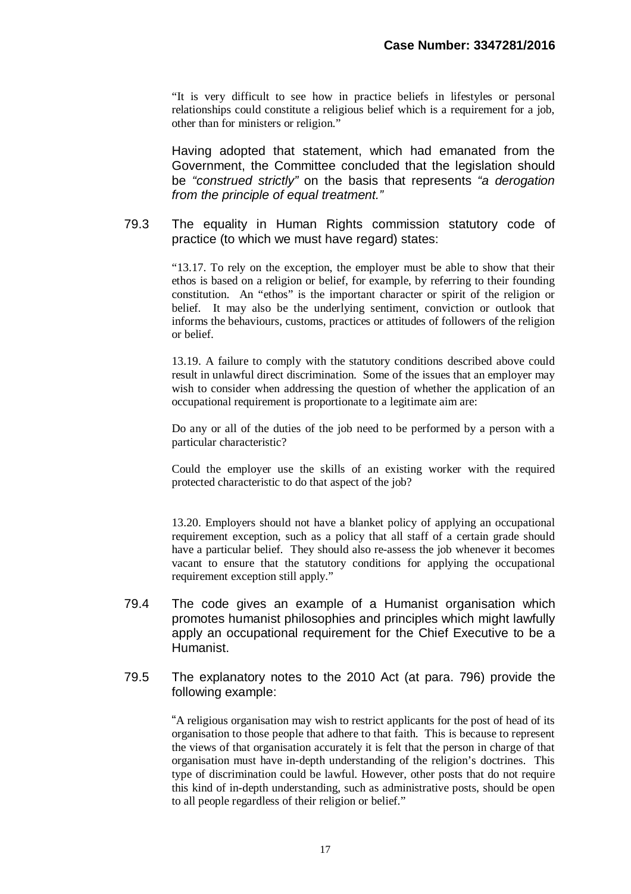> "It is very difficult to see how in practice beliefs in lifestyles or personal relationships could constitute a religious belief which is a requirement for a job, other than for ministers or religion."

Having adopted that statement, which had emanated from the Government, the Committee concluded that the legislation should be *"construed strictly"* on the basis that represents *"a derogation from the principle of equal treatment."*

79.3 The equality in Human Rights commission statutory code of practice (to which we must have regard) states:

> "13.17. To rely on the exception, the employer must be able to show that their ethos is based on a religion or belief, for example, by referring to their founding constitution. An "ethos" is the important character or spirit of the religion or belief. It may also be the underlying sentiment, conviction or outlook that informs the behaviours, customs, practices or attitudes of followers of the religion or belief.
>
> 13.19. A failure to comply with the statutory conditions described above could result in unlawful direct discrimination. Some of the issues that an employer may wish to consider when addressing the question of whether the application of an occupational requirement is proportionate to a legitimate aim are:
>
> Do any or all of the duties of the job need to be performed by a person with a particular characteristic?
>
> Could the employer use the skills of an existing worker with the required protected characteristic to do that aspect of the job?
>
> 13.20. Employers should not have a blanket policy of applying an occupational requirement exception, such as a policy that all staff of a certain grade should have a particular belief. They should also re-assess the job whenever it becomes vacant to ensure that the statutory conditions for applying the occupational requirement exception still apply."

79.4 The code gives an example of a Humanist organisation which promotes humanist philosophies and principles which might lawfully apply an occupational requirement for the Chief Executive to be a Humanist.

79.5 The explanatory notes to the 2010 Act (at para. 796) provide the following example:

> "A religious organisation may wish to restrict applicants for the post of head of its organisation to those people that adhere to that faith. This is because to represent the views of that organisation accurately it is felt that the person in charge of that organisation must have in-depth understanding of the religion's doctrines. This type of discrimination could be lawful. However, other posts that do not require this kind of in-depth understanding, such as administrative posts, should be open to all people regardless of their religion or belief."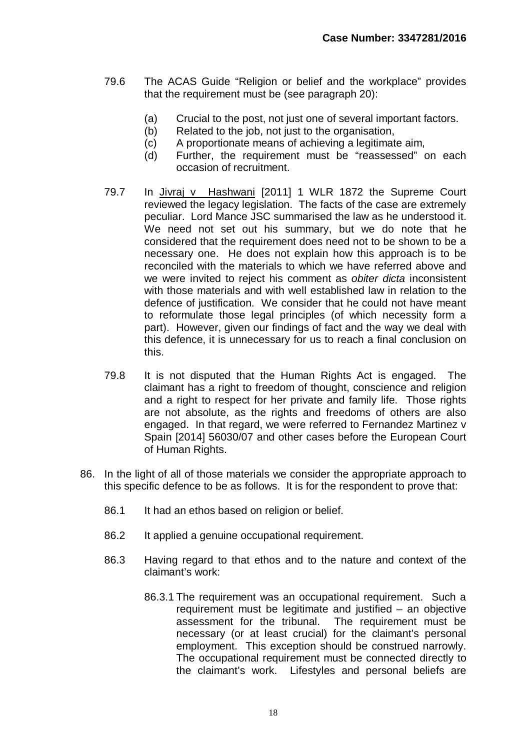79.6 The ACAS Guide "Religion or belief and the workplace" provides that the requirement must be (see paragraph 20):

   (a) Crucial to the post, not just one of several important factors.
   (b) Related to the job, not just to the organisation,
   (c) A proportionate means of achieving a legitimate aim,
   (d) Further, the requirement must be "reassessed" on each occasion of recruitment.

79.7 In Jivraj v Hashwani [2011] 1 WLR 1872 the Supreme Court reviewed the legacy legislation. The facts of the case are extremely peculiar. Lord Mance JSC summarised the law as he understood it. We need not set out his summary, but we do note that he considered that the requirement does need not to be shown to be a necessary one. He does not explain how this approach is to be reconciled with the materials to which we have referred above and we were invited to reject his comment as *obiter dicta* inconsistent with those materials and with well established law in relation to the defence of justification. We consider that he could not have meant to reformulate those legal principles (of which necessity form a part). However, given our findings of fact and the way we deal with this defence, it is unnecessary for us to reach a final conclusion on this.

79.8 It is not disputed that the Human Rights Act is engaged. The claimant has a right to freedom of thought, conscience and religion and a right to respect for her private and family life. Those rights are not absolute, as the rights and freedoms of others are also engaged. In that regard, we were referred to Fernandez Martinez v Spain [2014] 56030/07 and other cases before the European Court of Human Rights.

86. In the light of all of those materials we consider the appropriate approach to this specific defence to be as follows. It is for the respondent to prove that:

   86.1 It had an ethos based on religion or belief.

   86.2 It applied a genuine occupational requirement.

   86.3 Having regard to that ethos and to the nature and context of the claimant's work:

      86.3.1 The requirement was an occupational requirement. Such a requirement must be legitimate and justified – an objective assessment for the tribunal. The requirement must be necessary (or at least crucial) for the claimant's personal employment. This exception should be construed narrowly. The occupational requirement must be connected directly to the claimant's work. Lifestyles and personal beliefs are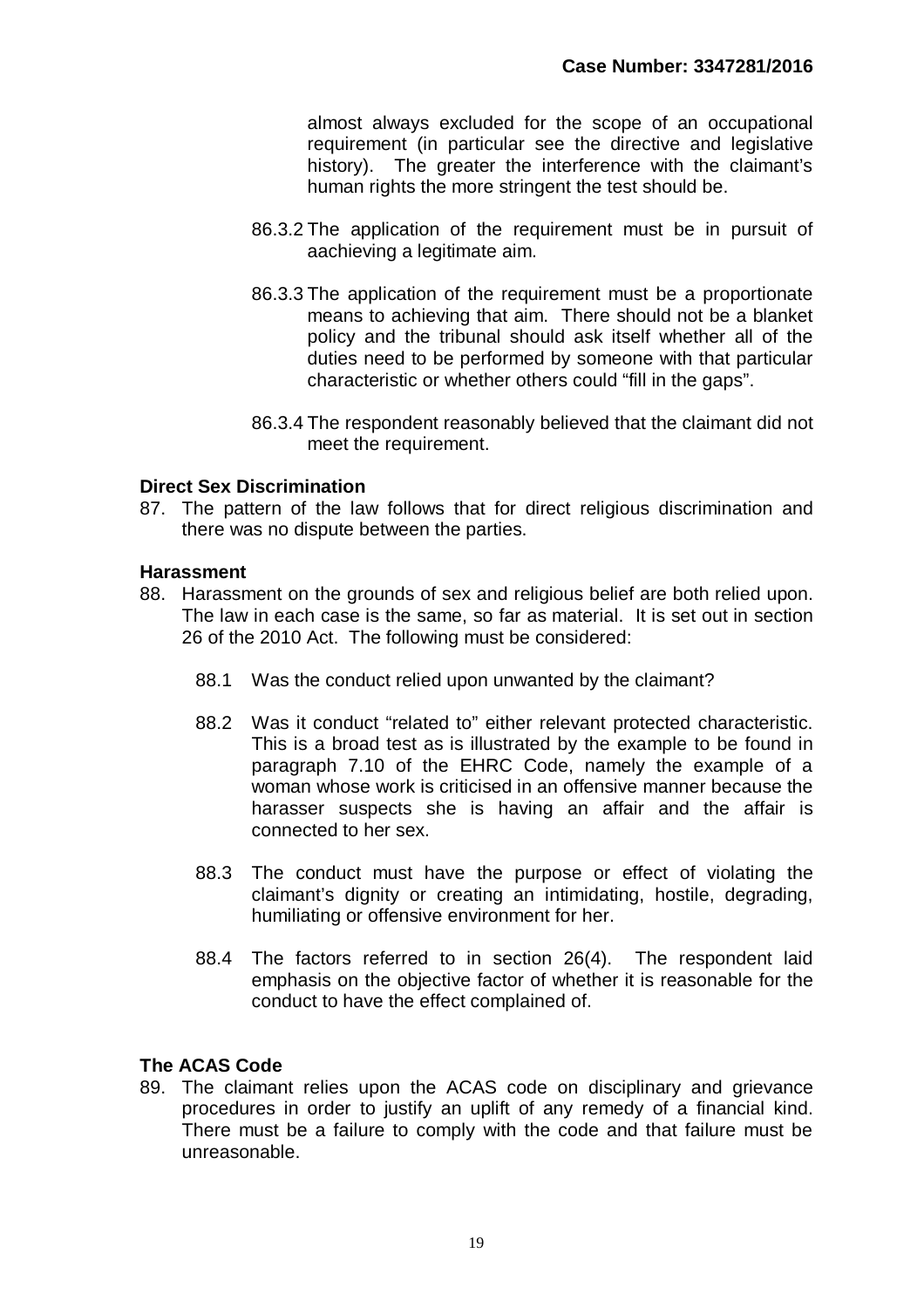almost always excluded for the scope of an occupational requirement (in particular see the directive and legislative history). The greater the interference with the claimant's human rights the more stringent the test should be.

86.3.2 The application of the requirement must be in pursuit of aachieving a legitimate aim.

86.3.3 The application of the requirement must be a proportionate means to achieving that aim. There should not be a blanket policy and the tribunal should ask itself whether all of the duties need to be performed by someone with that particular characteristic or whether others could "fill in the gaps".

86.3.4 The respondent reasonably believed that the claimant did not meet the requirement.

**Direct Sex Discrimination**

87. The pattern of the law follows that for direct religious discrimination and there was no dispute between the parties.

**Harassment**

88. Harassment on the grounds of sex and religious belief are both relied upon. The law in each case is the same, so far as material. It is set out in section 26 of the 2010 Act. The following must be considered:

    88.1 Was the conduct relied upon unwanted by the claimant?

    88.2 Was it conduct "related to" either relevant protected characteristic. This is a broad test as is illustrated by the example to be found in paragraph 7.10 of the EHRC Code, namely the example of a woman whose work is criticised in an offensive manner because the harasser suspects she is having an affair and the affair is connected to her sex.

    88.3 The conduct must have the purpose or effect of violating the claimant's dignity or creating an intimidating, hostile, degrading, humiliating or offensive environment for her.

    88.4 The factors referred to in section 26(4). The respondent laid emphasis on the objective factor of whether it is reasonable for the conduct to have the effect complained of.

**The ACAS Code**

89. The claimant relies upon the ACAS code on disciplinary and grievance procedures in order to justify an uplift of any remedy of a financial kind. There must be a failure to comply with the code and that failure must be unreasonable.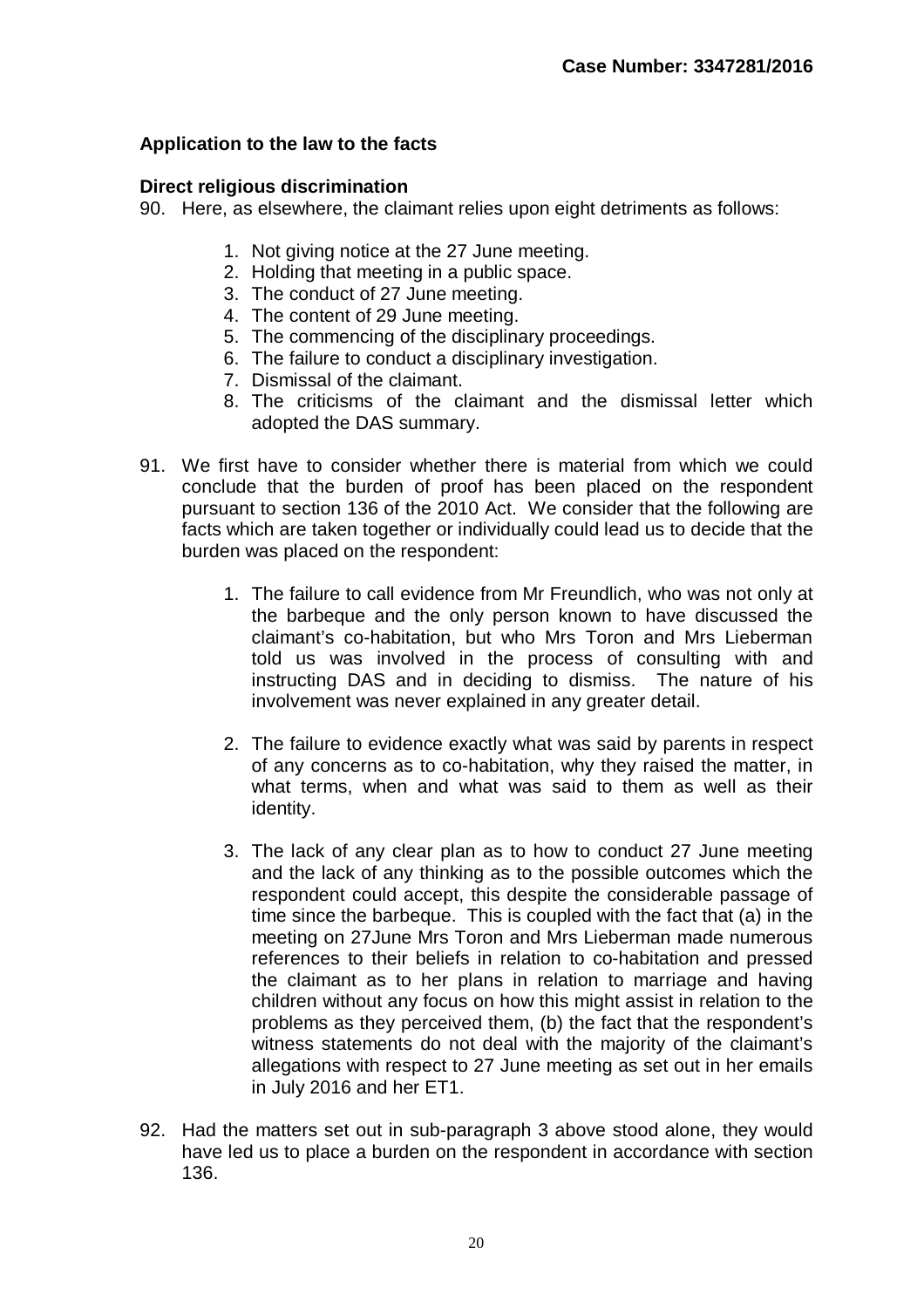### Application to the law to the facts

### Direct religious discrimination

90. Here, as elsewhere, the claimant relies upon eight detriments as follows:

    1. Not giving notice at the 27 June meeting.
    2. Holding that meeting in a public space.
    3. The conduct of 27 June meeting.
    4. The content of 29 June meeting.
    5. The commencing of the disciplinary proceedings.
    6. The failure to conduct a disciplinary investigation.
    7. Dismissal of the claimant.
    8. The criticisms of the claimant and the dismissal letter which adopted the DAS summary.

91. We first have to consider whether there is material from which we could conclude that the burden of proof has been placed on the respondent pursuant to section 136 of the 2010 Act. We consider that the following are facts which are taken together or individually could lead us to decide that the burden was placed on the respondent:

    1. The failure to call evidence from Mr Freundlich, who was not only at the barbeque and the only person known to have discussed the claimant's co-habitation, but who Mrs Toron and Mrs Lieberman told us was involved in the process of consulting with and instructing DAS and in deciding to dismiss. The nature of his involvement was never explained in any greater detail.

    2. The failure to evidence exactly what was said by parents in respect of any concerns as to co-habitation, why they raised the matter, in what terms, when and what was said to them as well as their identity.

    3. The lack of any clear plan as to how to conduct 27 June meeting and the lack of any thinking as to the possible outcomes which the respondent could accept, this despite the considerable passage of time since the barbeque. This is coupled with the fact that (a) in the meeting on 27June Mrs Toron and Mrs Lieberman made numerous references to their beliefs in relation to co-habitation and pressed the claimant as to her plans in relation to marriage and having children without any focus on how this might assist in relation to the problems as they perceived them, (b) the fact that the respondent's witness statements do not deal with the majority of the claimant's allegations with respect to 27 June meeting as set out in her emails in July 2016 and her ET1.

92. Had the matters set out in sub-paragraph 3 above stood alone, they would have led us to place a burden on the respondent in accordance with section 136.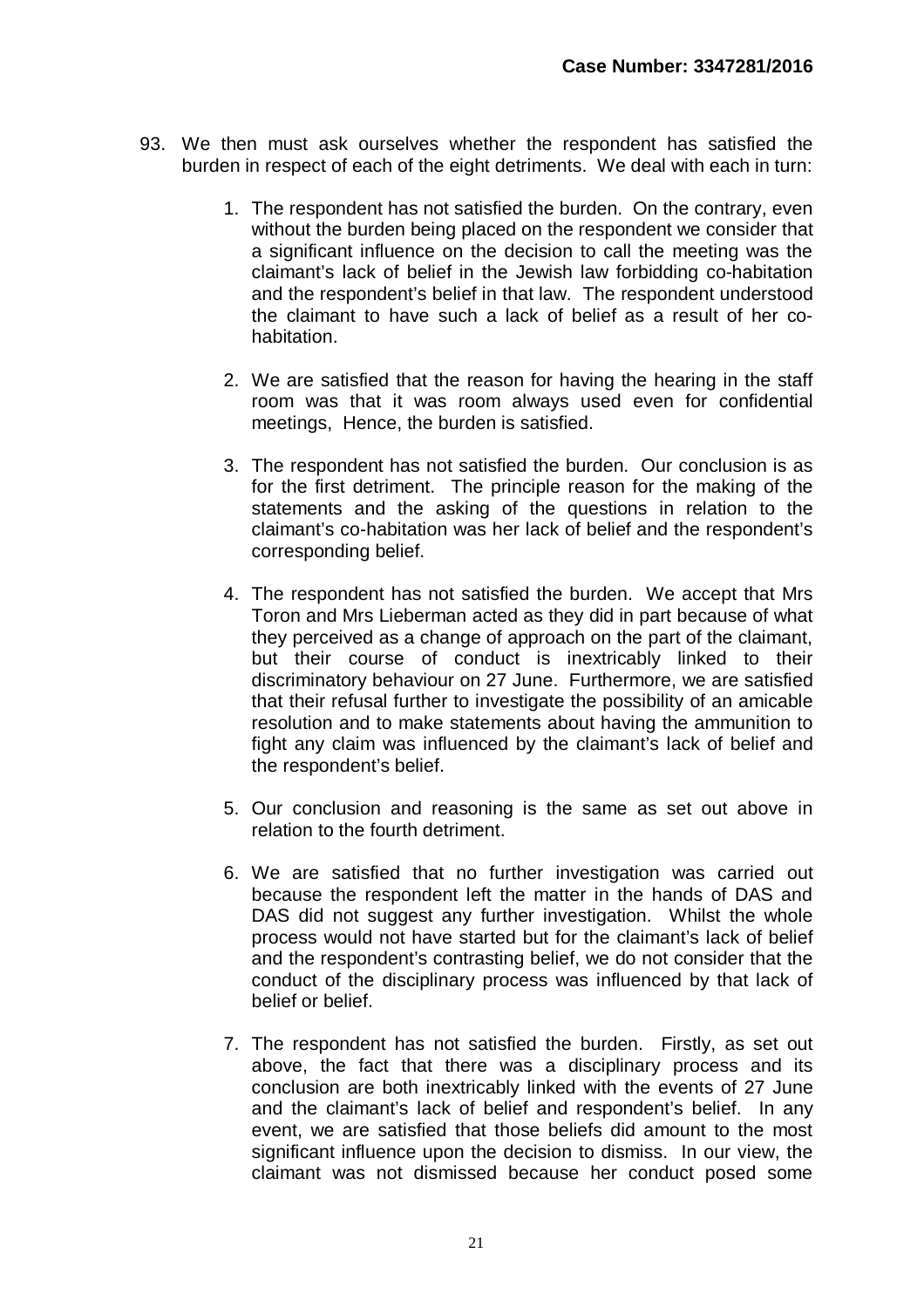93. We then must ask ourselves whether the respondent has satisfied the burden in respect of each of the eight detriments. We deal with each in turn:

    1. The respondent has not satisfied the burden. On the contrary, even without the burden being placed on the respondent we consider that a significant influence on the decision to call the meeting was the claimant's lack of belief in the Jewish law forbidding co-habitation and the respondent's belief in that law. The respondent understood the claimant to have such a lack of belief as a result of her co-habitation.

    2. We are satisfied that the reason for having the hearing in the staff room was that it was room always used even for confidential meetings, Hence, the burden is satisfied.

    3. The respondent has not satisfied the burden. Our conclusion is as for the first detriment. The principle reason for the making of the statements and the asking of the questions in relation to the claimant's co-habitation was her lack of belief and the respondent's corresponding belief.

    4. The respondent has not satisfied the burden. We accept that Mrs Toron and Mrs Lieberman acted as they did in part because of what they perceived as a change of approach on the part of the claimant, but their course of conduct is inextricably linked to their discriminatory behaviour on 27 June. Furthermore, we are satisfied that their refusal further to investigate the possibility of an amicable resolution and to make statements about having the ammunition to fight any claim was influenced by the claimant's lack of belief and the respondent's belief.

    5. Our conclusion and reasoning is the same as set out above in relation to the fourth detriment.

    6. We are satisfied that no further investigation was carried out because the respondent left the matter in the hands of DAS and DAS did not suggest any further investigation. Whilst the whole process would not have started but for the claimant's lack of belief and the respondent's contrasting belief, we do not consider that the conduct of the disciplinary process was influenced by that lack of belief or belief.

    7. The respondent has not satisfied the burden. Firstly, as set out above, the fact that there was a disciplinary process and its conclusion are both inextricably linked with the events of 27 June and the claimant's lack of belief and respondent's belief. In any event, we are satisfied that those beliefs did amount to the most significant influence upon the decision to dismiss. In our view, the claimant was not dismissed because her conduct posed some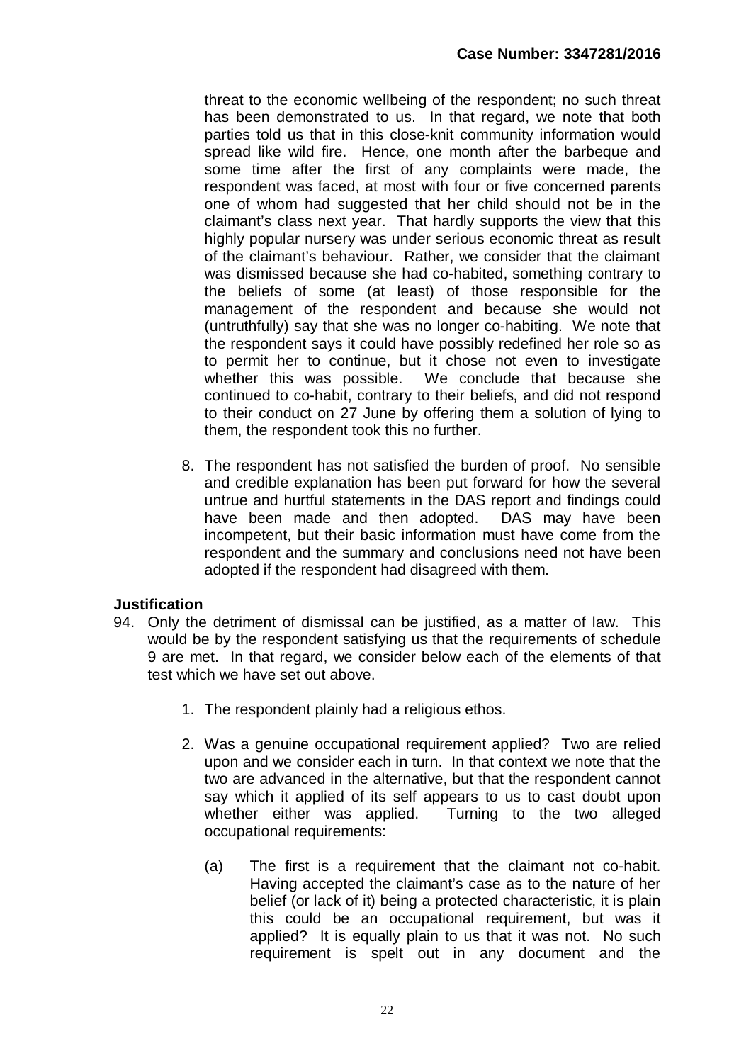threat to the economic wellbeing of the respondent; no such threat has been demonstrated to us. In that regard, we note that both parties told us that in this close-knit community information would spread like wild fire. Hence, one month after the barbeque and some time after the first of any complaints were made, the respondent was faced, at most with four or five concerned parents one of whom had suggested that her child should not be in the claimant's class next year. That hardly supports the view that this highly popular nursery was under serious economic threat as result of the claimant's behaviour. Rather, we consider that the claimant was dismissed because she had co-habited, something contrary to the beliefs of some (at least) of those responsible for the management of the respondent and because she would not (untruthfully) say that she was no longer co-habiting. We note that the respondent says it could have possibly redefined her role so as to permit her to continue, but it chose not even to investigate whether this was possible. We conclude that because she continued to co-habit, contrary to their beliefs, and did not respond to their conduct on 27 June by offering them a solution of lying to them, the respondent took this no further.

8. The respondent has not satisfied the burden of proof. No sensible and credible explanation has been put forward for how the several untrue and hurtful statements in the DAS report and findings could have been made and then adopted. DAS may have been incompetent, but their basic information must have come from the respondent and the summary and conclusions need not have been adopted if the respondent had disagreed with them.

**Justification**

94. Only the detriment of dismissal can be justified, as a matter of law. This would be by the respondent satisfying us that the requirements of schedule 9 are met. In that regard, we consider below each of the elements of that test which we have set out above.

1. The respondent plainly had a religious ethos.

2. Was a genuine occupational requirement applied? Two are relied upon and we consider each in turn. In that context we note that the two are advanced in the alternative, but that the respondent cannot say which it applied of its self appears to us to cast doubt upon whether either was applied. Turning to the two alleged occupational requirements:

   (a) The first is a requirement that the claimant not co-habit. Having accepted the claimant's case as to the nature of her belief (or lack of it) being a protected characteristic, it is plain this could be an occupational requirement, but was it applied? It is equally plain to us that it was not. No such requirement is spelt out in any document and the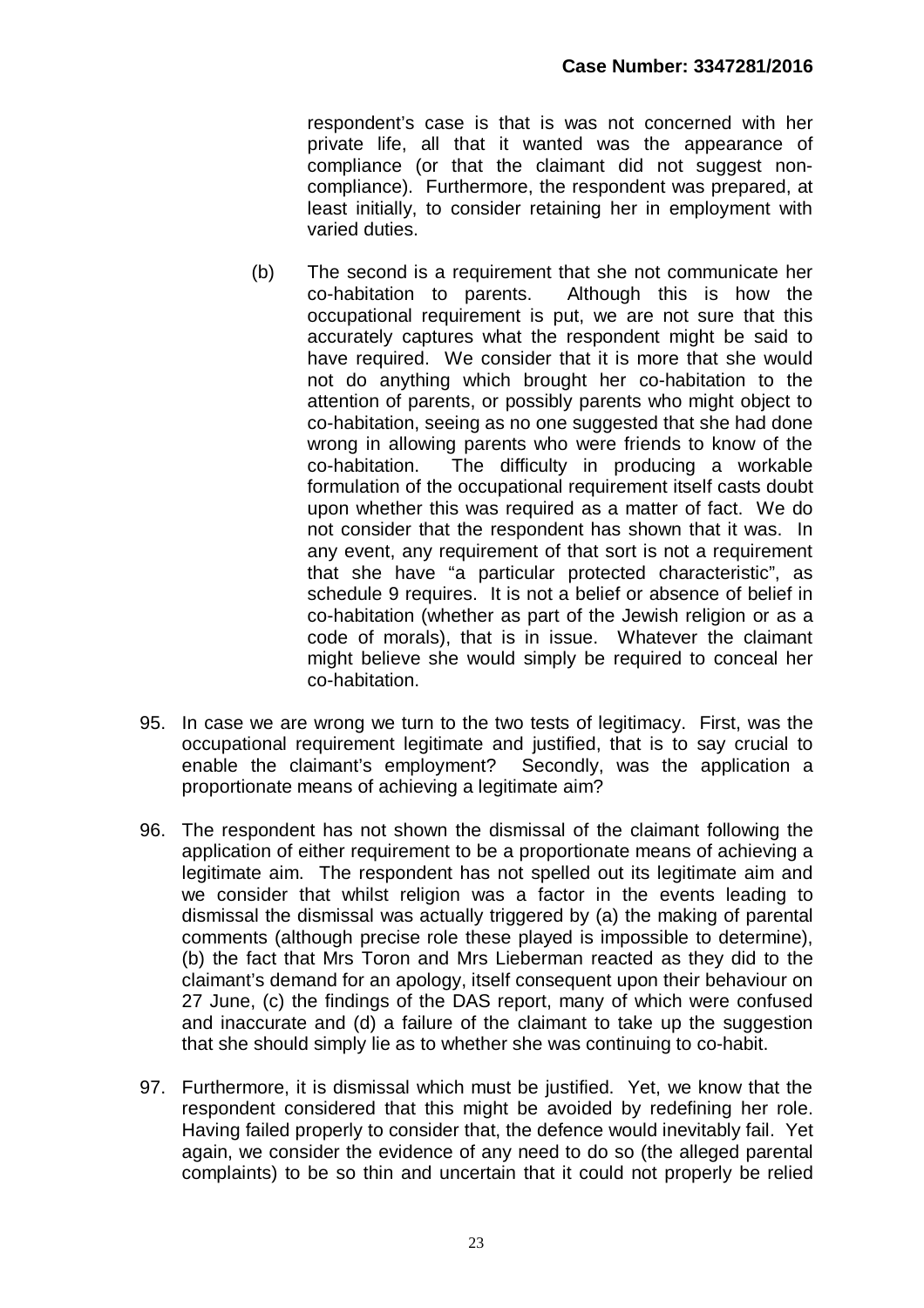respondent's case is that is was not concerned with her private life, all that it wanted was the appearance of compliance (or that the claimant did not suggest non-compliance). Furthermore, the respondent was prepared, at least initially, to consider retaining her in employment with varied duties.

(b) The second is a requirement that she not communicate her co-habitation to parents. Although this is how the occupational requirement is put, we are not sure that this accurately captures what the respondent might be said to have required. We consider that it is more that she would not do anything which brought her co-habitation to the attention of parents, or possibly parents who might object to co-habitation, seeing as no one suggested that she had done wrong in allowing parents who were friends to know of the co-habitation. The difficulty in producing a workable formulation of the occupational requirement itself casts doubt upon whether this was required as a matter of fact. We do not consider that the respondent has shown that it was. In any event, any requirement of that sort is not a requirement that she have "a particular protected characteristic", as schedule 9 requires. It is not a belief or absence of belief in co-habitation (whether as part of the Jewish religion or as a code of morals), that is in issue. Whatever the claimant might believe she would simply be required to conceal her co-habitation.

95. In case we are wrong we turn to the two tests of legitimacy. First, was the occupational requirement legitimate and justified, that is to say crucial to enable the claimant's employment? Secondly, was the application a proportionate means of achieving a legitimate aim?

96. The respondent has not shown the dismissal of the claimant following the application of either requirement to be a proportionate means of achieving a legitimate aim. The respondent has not spelled out its legitimate aim and we consider that whilst religion was a factor in the events leading to dismissal the dismissal was actually triggered by (a) the making of parental comments (although precise role these played is impossible to determine), (b) the fact that Mrs Toron and Mrs Lieberman reacted as they did to the claimant's demand for an apology, itself consequent upon their behaviour on 27 June, (c) the findings of the DAS report, many of which were confused and inaccurate and (d) a failure of the claimant to take up the suggestion that she should simply lie as to whether she was continuing to co-habit.

97. Furthermore, it is dismissal which must be justified. Yet, we know that the respondent considered that this might be avoided by redefining her role. Having failed properly to consider that, the defence would inevitably fail. Yet again, we consider the evidence of any need to do so (the alleged parental complaints) to be so thin and uncertain that it could not properly be relied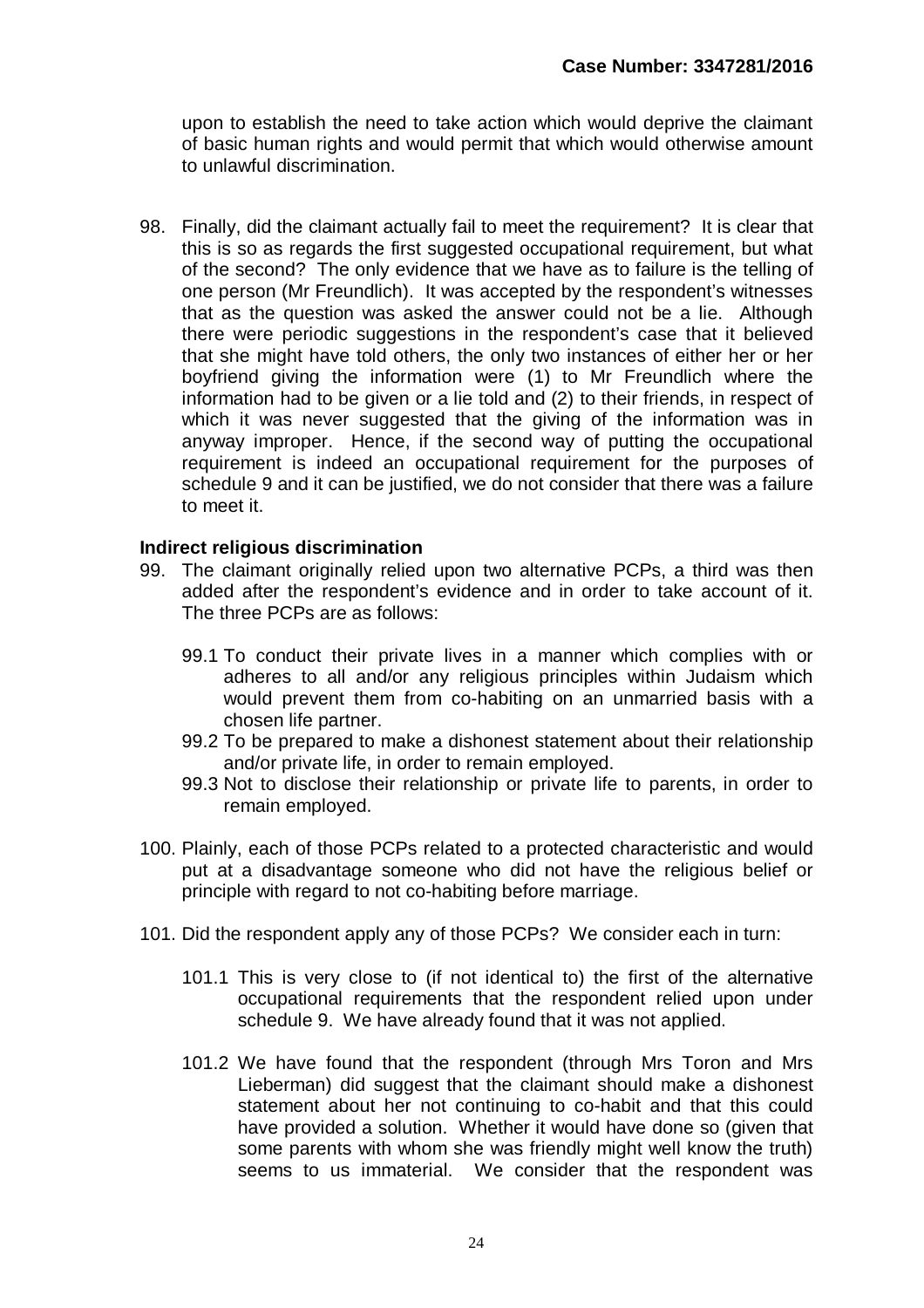upon to establish the need to take action which would deprive the claimant of basic human rights and would permit that which would otherwise amount to unlawful discrimination.

98. Finally, did the claimant actually fail to meet the requirement? It is clear that this is so as regards the first suggested occupational requirement, but what of the second? The only evidence that we have as to failure is the telling of one person (Mr Freundlich). It was accepted by the respondent's witnesses that as the question was asked the answer could not be a lie. Although there were periodic suggestions in the respondent's case that it believed that she might have told others, the only two instances of either her or her boyfriend giving the information were (1) to Mr Freundlich where the information had to be given or a lie told and (2) to their friends, in respect of which it was never suggested that the giving of the information was in anyway improper. Hence, if the second way of putting the occupational requirement is indeed an occupational requirement for the purposes of schedule 9 and it can be justified, we do not consider that there was a failure to meet it.

**Indirect religious discrimination**

99. The claimant originally relied upon two alternative PCPs, a third was then added after the respondent's evidence and in order to take account of it. The three PCPs are as follows:

    99.1 To conduct their private lives in a manner which complies with or adheres to all and/or any religious principles within Judaism which would prevent them from co-habiting on an unmarried basis with a chosen life partner.

    99.2 To be prepared to make a dishonest statement about their relationship and/or private life, in order to remain employed.

    99.3 Not to disclose their relationship or private life to parents, in order to remain employed.

100. Plainly, each of those PCPs related to a protected characteristic and would put at a disadvantage someone who did not have the religious belief or principle with regard to not co-habiting before marriage.

101. Did the respondent apply any of those PCPs? We consider each in turn:

    101.1 This is very close to (if not identical to) the first of the alternative occupational requirements that the respondent relied upon under schedule 9. We have already found that it was not applied.

    101.2 We have found that the respondent (through Mrs Toron and Mrs Lieberman) did suggest that the claimant should make a dishonest statement about her not continuing to co-habit and that this could have provided a solution. Whether it would have done so (given that some parents with whom she was friendly might well know the truth) seems to us immaterial. We consider that the respondent was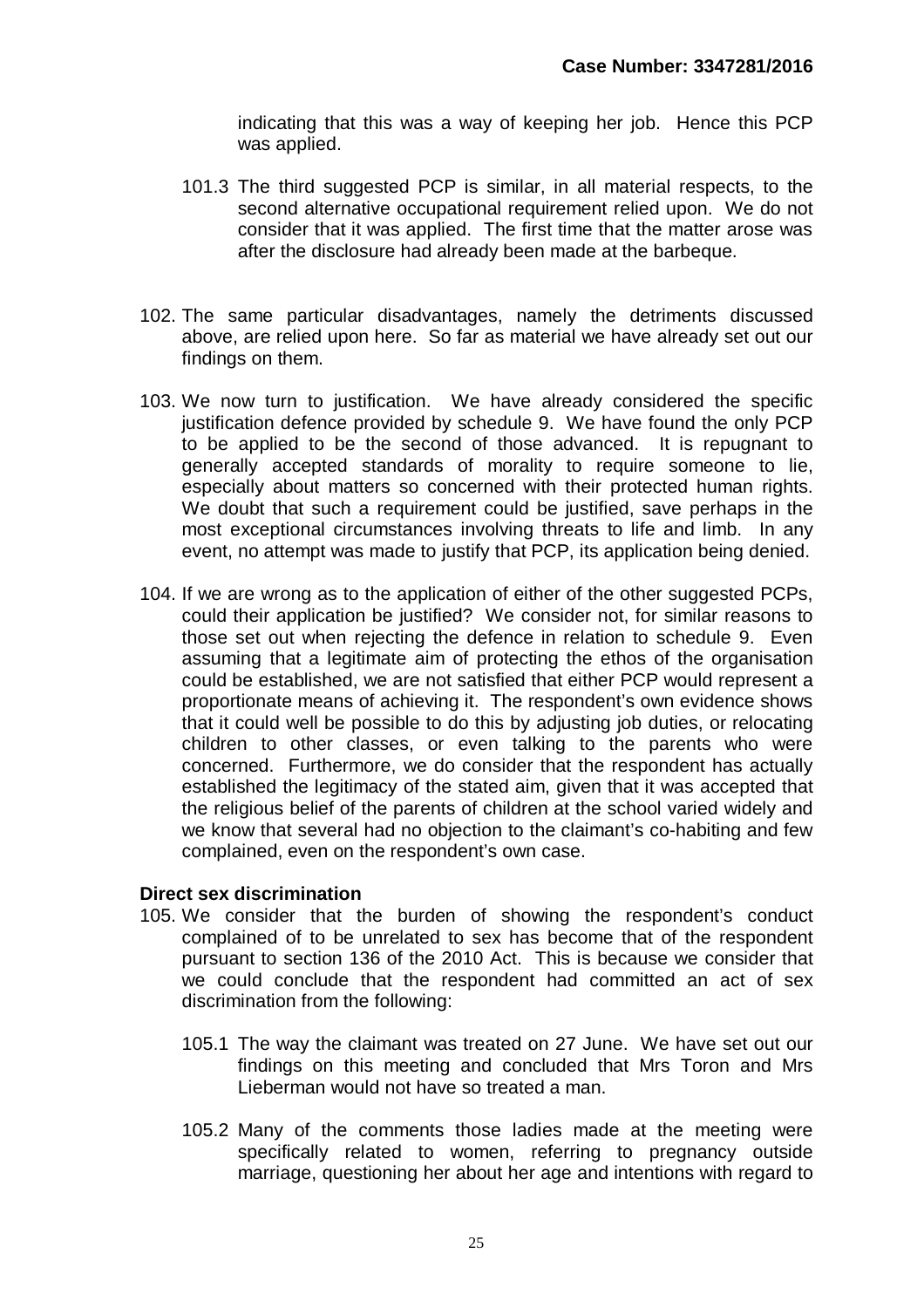indicating that this was a way of keeping her job. Hence this PCP was applied.

101.3 The third suggested PCP is similar, in all material respects, to the second alternative occupational requirement relied upon. We do not consider that it was applied. The first time that the matter arose was after the disclosure had already been made at the barbeque.

102. The same particular disadvantages, namely the detriments discussed above, are relied upon here. So far as material we have already set out our findings on them.

103. We now turn to justification. We have already considered the specific justification defence provided by schedule 9. We have found the only PCP to be applied to be the second of those advanced. It is repugnant to generally accepted standards of morality to require someone to lie, especially about matters so concerned with their protected human rights. We doubt that such a requirement could be justified, save perhaps in the most exceptional circumstances involving threats to life and limb. In any event, no attempt was made to justify that PCP, its application being denied.

104. If we are wrong as to the application of either of the other suggested PCPs, could their application be justified? We consider not, for similar reasons to those set out when rejecting the defence in relation to schedule 9. Even assuming that a legitimate aim of protecting the ethos of the organisation could be established, we are not satisfied that either PCP would represent a proportionate means of achieving it. The respondent's own evidence shows that it could well be possible to do this by adjusting job duties, or relocating children to other classes, or even talking to the parents who were concerned. Furthermore, we do consider that the respondent has actually established the legitimacy of the stated aim, given that it was accepted that the religious belief of the parents of children at the school varied widely and we know that several had no objection to the claimant's co-habiting and few complained, even on the respondent's own case.

**Direct sex discrimination**

105. We consider that the burden of showing the respondent's conduct complained of to be unrelated to sex has become that of the respondent pursuant to section 136 of the 2010 Act. This is because we consider that we could conclude that the respondent had committed an act of sex discrimination from the following:

105.1 The way the claimant was treated on 27 June. We have set out our findings on this meeting and concluded that Mrs Toron and Mrs Lieberman would not have so treated a man.

105.2 Many of the comments those ladies made at the meeting were specifically related to women, referring to pregnancy outside marriage, questioning her about her age and intentions with regard to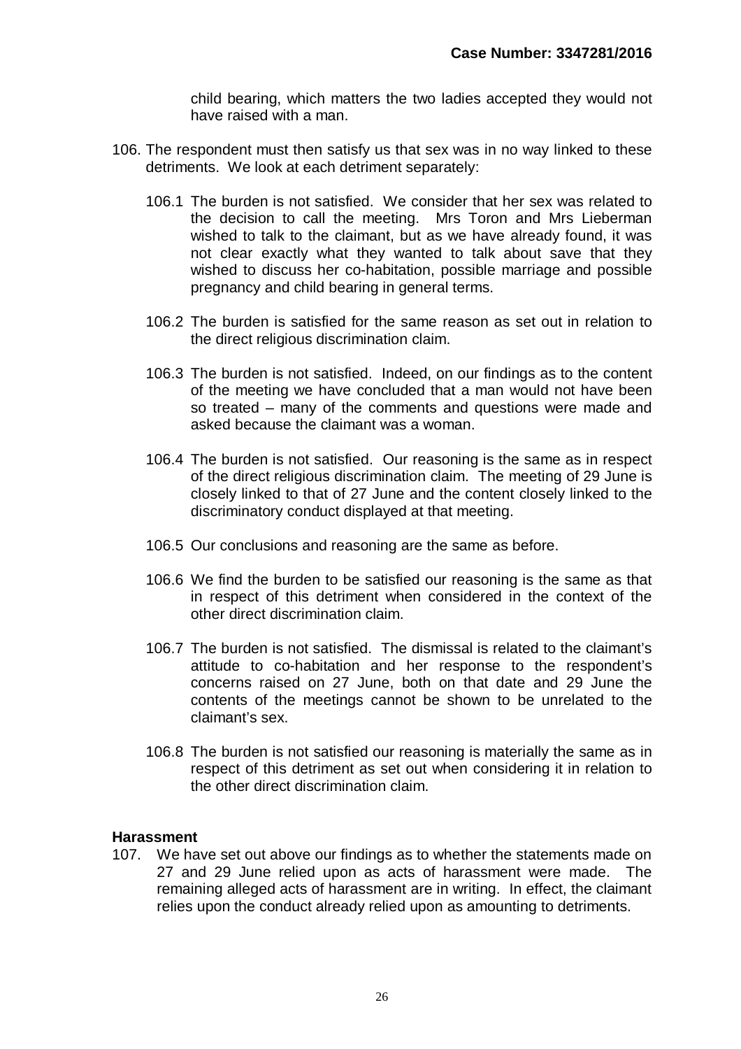child bearing, which matters the two ladies accepted they would not have raised with a man.

106. The respondent must then satisfy us that sex was in no way linked to these detriments. We look at each detriment separately:

    106.1 The burden is not satisfied. We consider that her sex was related to the decision to call the meeting. Mrs Toron and Mrs Lieberman wished to talk to the claimant, but as we have already found, it was not clear exactly what they wanted to talk about save that they wished to discuss her co-habitation, possible marriage and possible pregnancy and child bearing in general terms.

    106.2 The burden is satisfied for the same reason as set out in relation to the direct religious discrimination claim.

    106.3 The burden is not satisfied. Indeed, on our findings as to the content of the meeting we have concluded that a man would not have been so treated – many of the comments and questions were made and asked because the claimant was a woman.

    106.4 The burden is not satisfied. Our reasoning is the same as in respect of the direct religious discrimination claim. The meeting of 29 June is closely linked to that of 27 June and the content closely linked to the discriminatory conduct displayed at that meeting.

    106.5 Our conclusions and reasoning are the same as before.

    106.6 We find the burden to be satisfied our reasoning is the same as that in respect of this detriment when considered in the context of the other direct discrimination claim.

    106.7 The burden is not satisfied. The dismissal is related to the claimant's attitude to co-habitation and her response to the respondent's concerns raised on 27 June, both on that date and 29 June the contents of the meetings cannot be shown to be unrelated to the claimant's sex.

    106.8 The burden is not satisfied our reasoning is materially the same as in respect of this detriment as set out when considering it in relation to the other direct discrimination claim.

## Harassment

107. We have set out above our findings as to whether the statements made on 27 and 29 June relied upon as acts of harassment were made. The remaining alleged acts of harassment are in writing. In effect, the claimant relies upon the conduct already relied upon as amounting to detriments.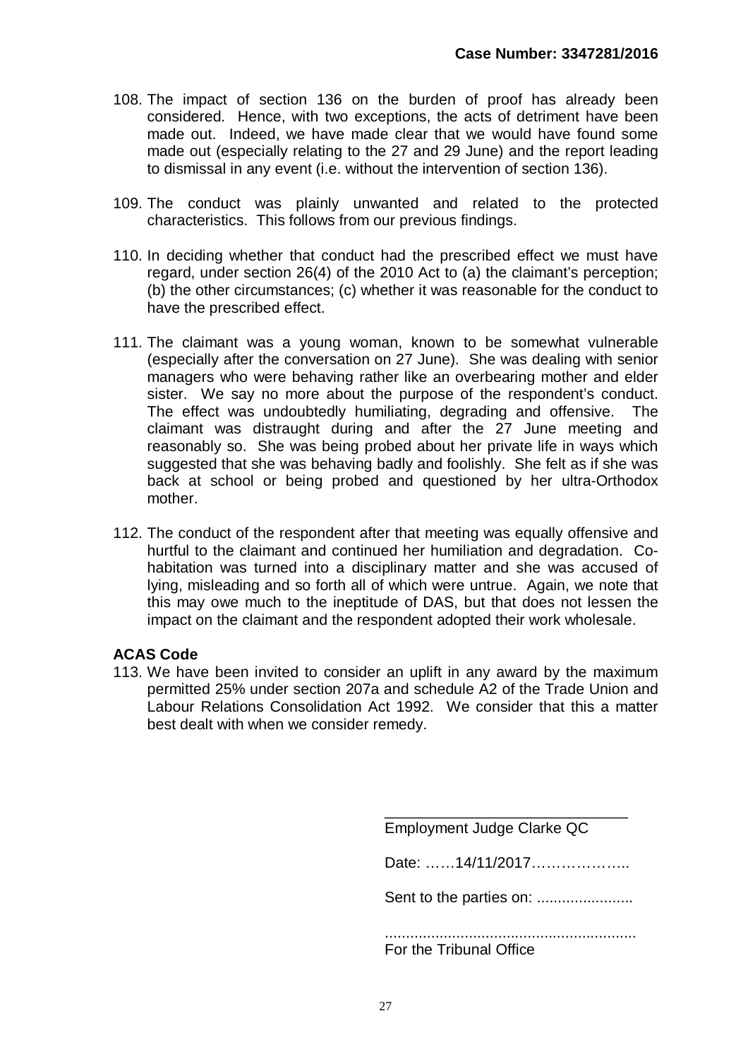108. The impact of section 136 on the burden of proof has already been considered. Hence, with two exceptions, the acts of detriment have been made out. Indeed, we have made clear that we would have found some made out (especially relating to the 27 and 29 June) and the report leading to dismissal in any event (i.e. without the intervention of section 136).

109. The conduct was plainly unwanted and related to the protected characteristics. This follows from our previous findings.

110. In deciding whether that conduct had the prescribed effect we must have regard, under section 26(4) of the 2010 Act to (a) the claimant's perception; (b) the other circumstances; (c) whether it was reasonable for the conduct to have the prescribed effect.

111. The claimant was a young woman, known to be somewhat vulnerable (especially after the conversation on 27 June). She was dealing with senior managers who were behaving rather like an overbearing mother and elder sister. We say no more about the purpose of the respondent's conduct. The effect was undoubtedly humiliating, degrading and offensive. The claimant was distraught during and after the 27 June meeting and reasonably so. She was being probed about her private life in ways which suggested that she was behaving badly and foolishly. She felt as if she was back at school or being probed and questioned by her ultra-Orthodox mother.

112. The conduct of the respondent after that meeting was equally offensive and hurtful to the claimant and continued her humiliation and degradation. Co-habitation was turned into a disciplinary matter and she was accused of lying, misleading and so forth all of which were untrue. Again, we note that this may owe much to the ineptitude of DAS, but that does not lessen the impact on the claimant and the respondent adopted their work wholesale.

**ACAS Code**

113. We have been invited to consider an uplift in any award by the maximum permitted 25% under section 207a and schedule A2 of the Trade Union and Labour Relations Consolidation Act 1992. We consider that this a matter best dealt with when we consider remedy.

\_\_\_\_\_\_\_\_\_\_\_\_\_\_\_\_\_\_\_\_\_\_\_\_\_\_\_\_\_\_

Employment Judge Clarke QC

Date: ……14/11/2017………………..

Sent to the parties on: .......................

...........................................................

For the Tribunal Office